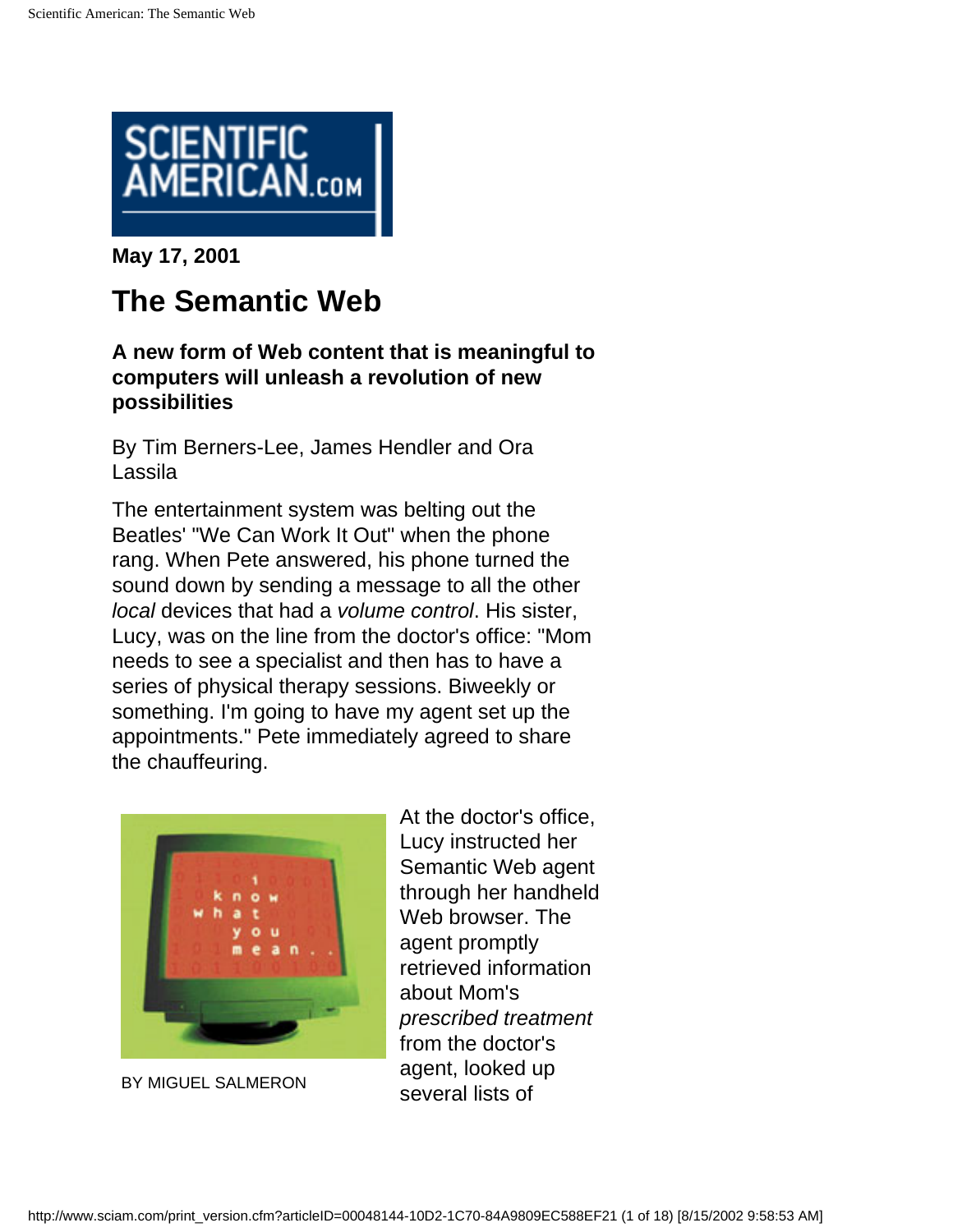May 17, 2001

# The Semantic Web

**A new form of Web content that is meaningful to computers will unleash a revolution of new possibilities**

By Tim Berners-Lee, James Hendler and Ora Lassila

The entertainment system was belting out the Beatles' "We Can Work It Out" when the phone rang. When Pete answered, his phone turned the sound down by sending a message to all the other *local* devices that had a *volume control*. His sister, Lucy, was on the line from the doctor's office: "Mom needs to see a specialist and then has to have a series of physical therapy sessions. Biweekly or something. I'm going to have my agent set up the appointments." Pete immediately agreed to share the chauffeuring.

BY MIGUEL SALMERON

At the doctor's office, Lucy instructed her Semantic Web agent through her handheld Web browser. The agent promptly retrieved information about Mom's *prescribed treatment* from the doctor's agent, looked up several lists of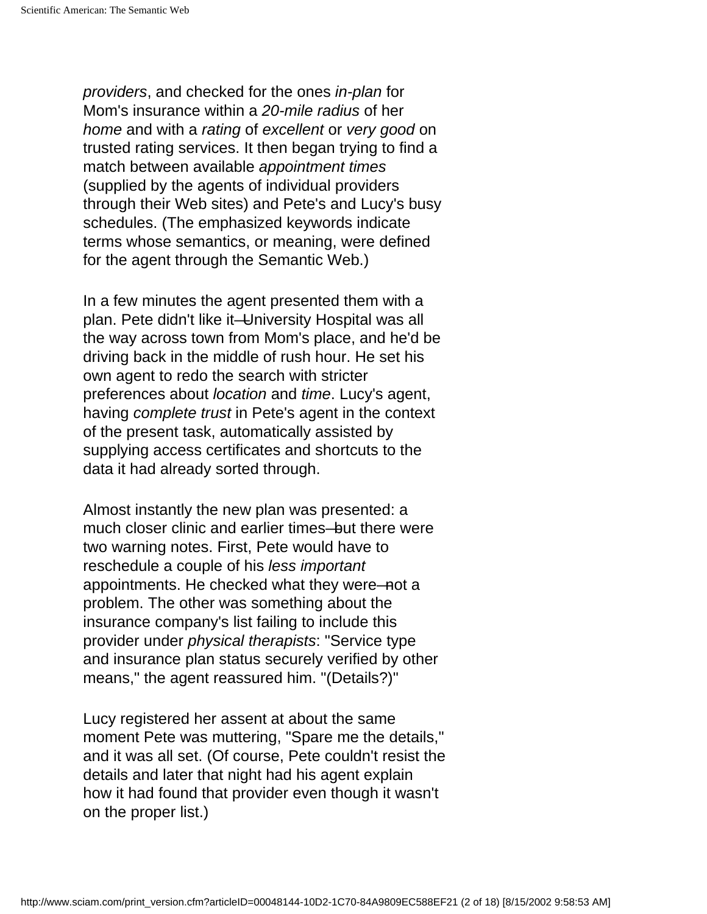*providers*, and checked for the ones *in-plan* for Mom's insurance within a *20-mile radius* of her *home* and with a *rating* of *excellent* or *very good* on trusted rating services. It then began trying to find a match between available *appointment times* (supplied by the agents of individual providers through their Web sites) and Pete's and Lucy's busy schedules. (The emphasized keywords indicate terms whose semantics, or meaning, were defined for the agent through the Semantic Web.)

In a few minutes the agent presented them with a plan. Pete didn't like it—University Hospital was all the way across town from Mom's place, and he'd be driving back in the middle of rush hour. He set his own agent to redo the search with stricter preferences about *location* and *time*. Lucy's agent, having *complete trust* in Pete's agent in the context of the present task, automatically assisted by supplying access certificates and shortcuts to the data it had already sorted through.

Almost instantly the new plan was presented: a much closer clinic and earlier times—but there were two warning notes. First, Pete would have to reschedule a couple of his *less important* appointments. He checked what they were—not a problem. The other was something about the insurance company's list failing to include this provider under *physical therapists*: "Service type and insurance plan status securely verified by other means," the agent reassured him. "(Details?)"

Lucy registered her assent at about the same moment Pete was muttering, "Spare me the details," and it was all set. (Of course, Pete couldn't resist the details and later that night had his agent explain how it had found that provider even though it wasn't on the proper list.)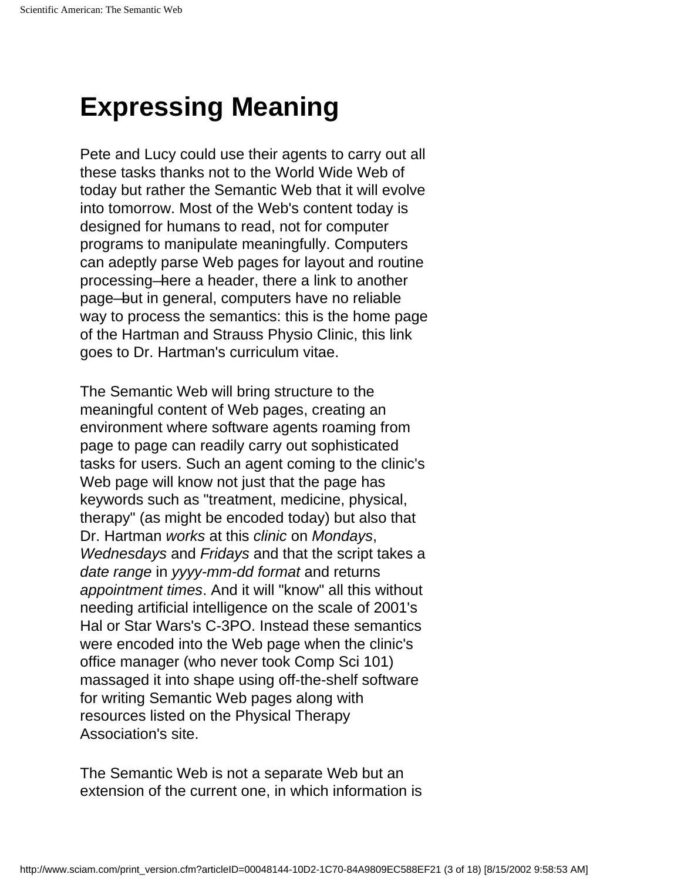# Expressing Meaning

Pete and Lucy could use their agents to carry out all these tasks thanks not to the World Wide Web of today but rather the Semantic Web that it will evolve into tomorrow. Most of the Web's content today is designed for humans to read, not for computer programs to manipulate meaningfully. Computers can adeptly parse Web pages for layout and routine processing—here a header, there a link to another page—but in general, computers have no reliable way to process the semantics: this is the home page of the Hartman and Strauss Physio Clinic, this link goes to Dr. Hartman's curriculum vitae.

The Semantic Web will bring structure to the meaningful content of Web pages, creating an environment where software agents roaming from page to page can readily carry out sophisticated tasks for users. Such an agent coming to the clinic's Web page will know not just that the page has keywords such as "treatment, medicine, physical, therapy" (as might be encoded today) but also that Dr. Hartman *works* at this *clinic* on *Mondays*, *Wednesdays* and *Fridays* and that the script takes a *date range* in *yyyy-mm-dd format* and returns *appointment times*. And it will "know" all this without needing artificial intelligence on the scale of 2001's Hal or Star Wars's C-3PO. Instead these semantics were encoded into the Web page when the clinic's office manager (who never took Comp Sci 101) massaged it into shape using off-the-shelf software for writing Semantic Web pages along with resources listed on the Physical Therapy Association's site.

The Semantic Web is not a separate Web but an extension of the current one, in which information is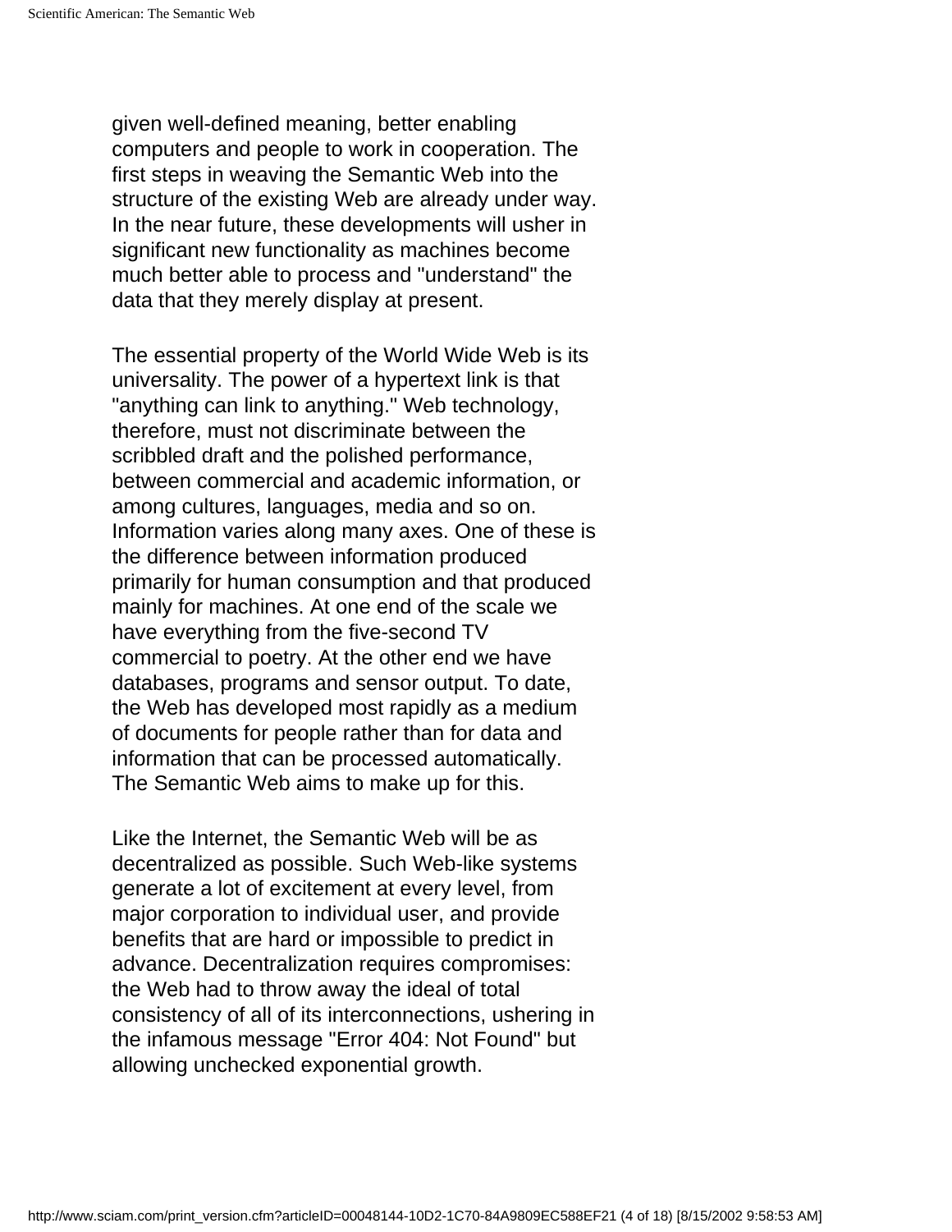given well-defined meaning, better enabling computers and people to work in cooperation. The first steps in weaving the Semantic Web into the structure of the existing Web are already under way. In the near future, these developments will usher in significant new functionality as machines become much better able to process and "understand" the data that they merely display at present.

The essential property of the World Wide Web is its universality. The power of a hypertext link is that "anything can link to anything." Web technology, therefore, must not discriminate between the scribbled draft and the polished performance, between commercial and academic information, or among cultures, languages, media and so on. Information varies along many axes. One of these is the difference between information produced primarily for human consumption and that produced mainly for machines. At one end of the scale we have everything from the five-second TV commercial to poetry. At the other end we have databases, programs and sensor output. To date, the Web has developed most rapidly as a medium of documents for people rather than for data and information that can be processed automatically. The Semantic Web aims to make up for this.

Like the Internet, the Semantic Web will be as decentralized as possible. Such Web-like systems generate a lot of excitement at every level, from major corporation to individual user, and provide benefits that are hard or impossible to predict in advance. Decentralization requires compromises: the Web had to throw away the ideal of total consistency of all of its interconnections, ushering in the infamous message "Error 404: Not Found" but allowing unchecked exponential growth.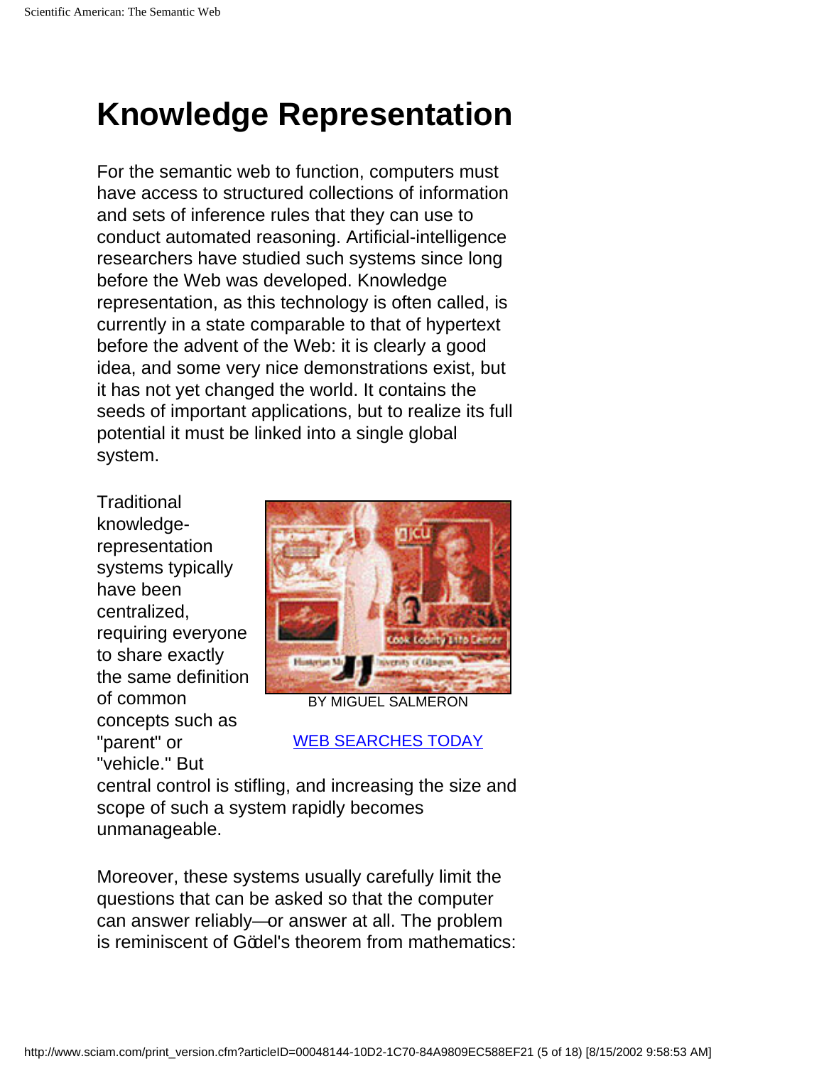# Knowledge Representation

For the semantic web to function, computers must have access to structured collections of information and sets of inference rules that they can use to conduct automated reasoning. Artificial-intelligence researchers have studied such systems since long before the Web was developed. Knowledge representation, as this technology is often called, is currently in a state comparable to that of hypertext before the advent of the Web: it is clearly a good idea, and some very nice demonstrations exist, but it has not yet changed the world. It contains the seeds of important applications, but to realize its full potential it must be linked into a single global system.

BY MIGUEL SALMERON

WEB SEARCHES TODAY

Traditional knowledge-representation systems typically have been centralized, requiring everyone to share exactly the same definition of common concepts such as "parent" or "vehicle." But central control is stifling, and increasing the size and scope of such a system rapidly becomes unmanageable.

Moreover, these systems usually carefully limit the questions that can be asked so that the computer can answer reliably—or answer at all. The problem is reminiscent of Gödel's theorem from mathematics: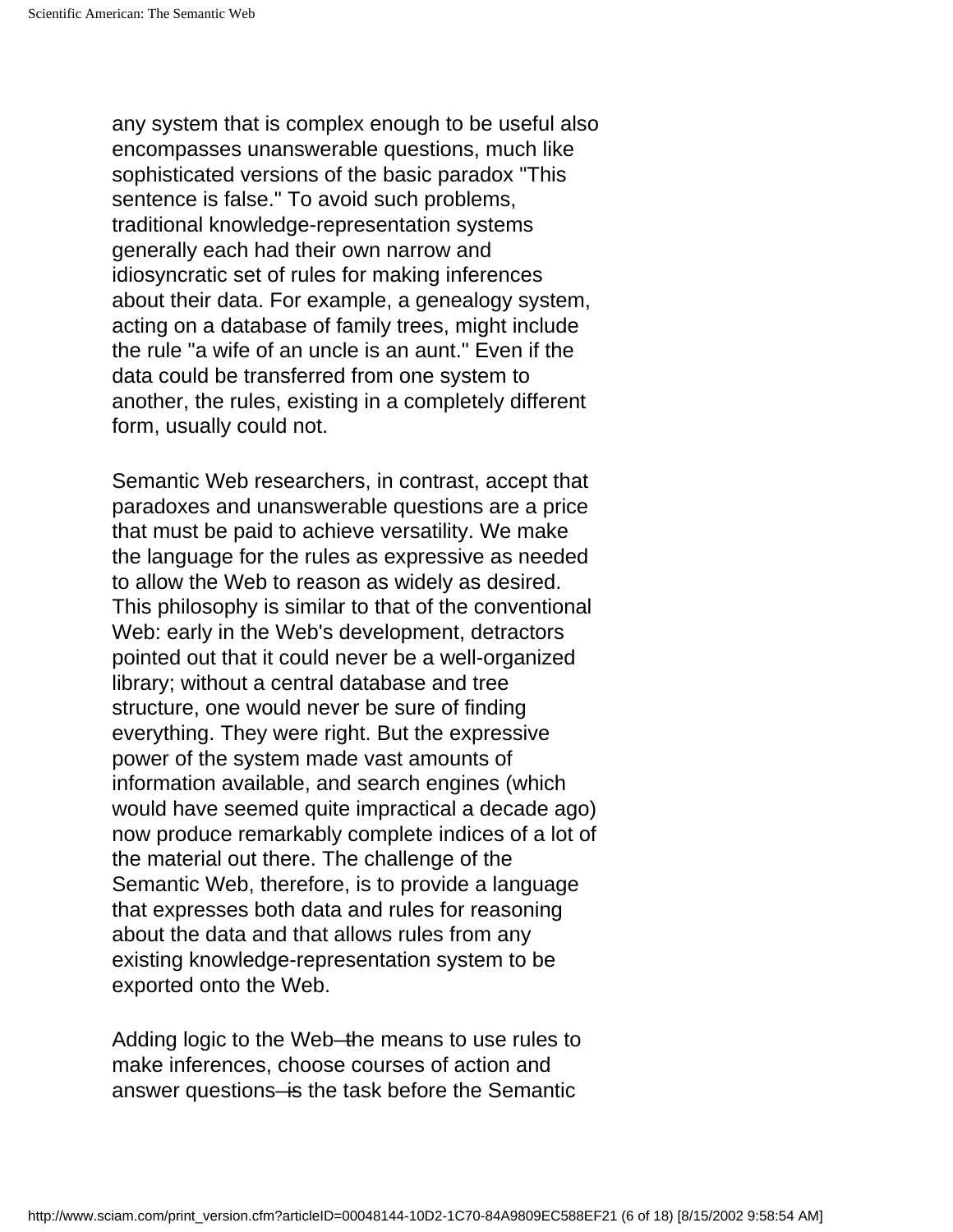any system that is complex enough to be useful also encompasses unanswerable questions, much like sophisticated versions of the basic paradox "This sentence is false." To avoid such problems, traditional knowledge-representation systems generally each had their own narrow and idiosyncratic set of rules for making inferences about their data. For example, a genealogy system, acting on a database of family trees, might include the rule "a wife of an uncle is an aunt." Even if the data could be transferred from one system to another, the rules, existing in a completely different form, usually could not.

Semantic Web researchers, in contrast, accept that paradoxes and unanswerable questions are a price that must be paid to achieve versatility. We make the language for the rules as expressive as needed to allow the Web to reason as widely as desired. This philosophy is similar to that of the conventional Web: early in the Web's development, detractors pointed out that it could never be a well-organized library; without a central database and tree structure, one would never be sure of finding everything. They were right. But the expressive power of the system made vast amounts of information available, and search engines (which would have seemed quite impractical a decade ago) now produce remarkably complete indices of a lot of the material out there. The challenge of the Semantic Web, therefore, is to provide a language that expresses both data and rules for reasoning about the data and that allows rules from any existing knowledge-representation system to be exported onto the Web.

Adding logic to the Web—the means to use rules to make inferences, choose courses of action and answer questions—is the task before the Semantic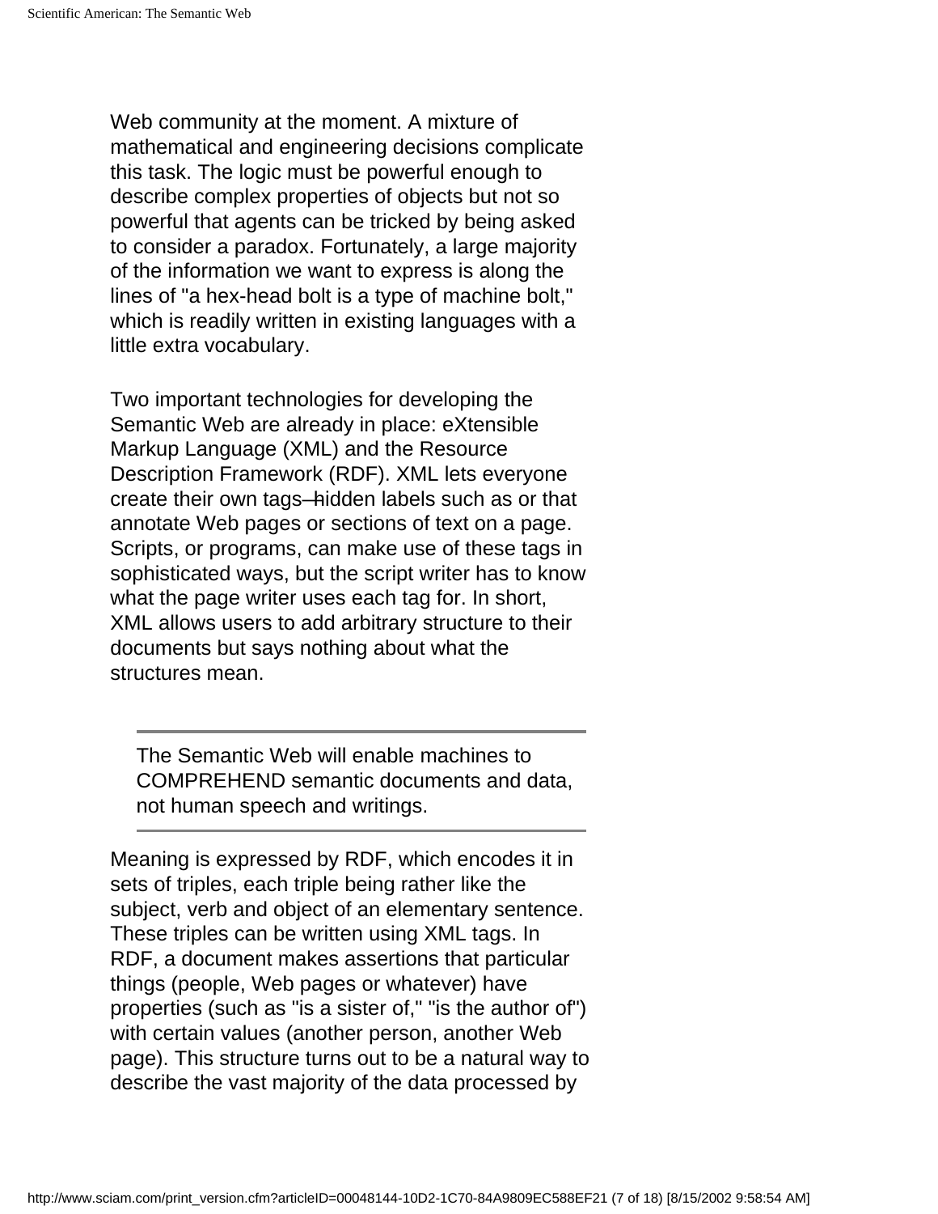Web community at the moment. A mixture of mathematical and engineering decisions complicate this task. The logic must be powerful enough to describe complex properties of objects but not so powerful that agents can be tricked by being asked to consider a paradox. Fortunately, a large majority of the information we want to express is along the lines of "a hex-head bolt is a type of machine bolt," which is readily written in existing languages with a little extra vocabulary.

Two important technologies for developing the Semantic Web are already in place: eXtensible Markup Language (XML) and the Resource Description Framework (RDF). XML lets everyone create their own tags—hidden labels such as or that annotate Web pages or sections of text on a page. Scripts, or programs, can make use of these tags in sophisticated ways, but the script writer has to know what the page writer uses each tag for. In short, XML allows users to add arbitrary structure to their documents but says nothing about what the structures mean.

---

> The Semantic Web will enable machines to COMPREHEND semantic documents and data, not human speech and writings.

---

Meaning is expressed by RDF, which encodes it in sets of triples, each triple being rather like the subject, verb and object of an elementary sentence. These triples can be written using XML tags. In RDF, a document makes assertions that particular things (people, Web pages or whatever) have properties (such as "is a sister of," "is the author of") with certain values (another person, another Web page). This structure turns out to be a natural way to describe the vast majority of the data processed by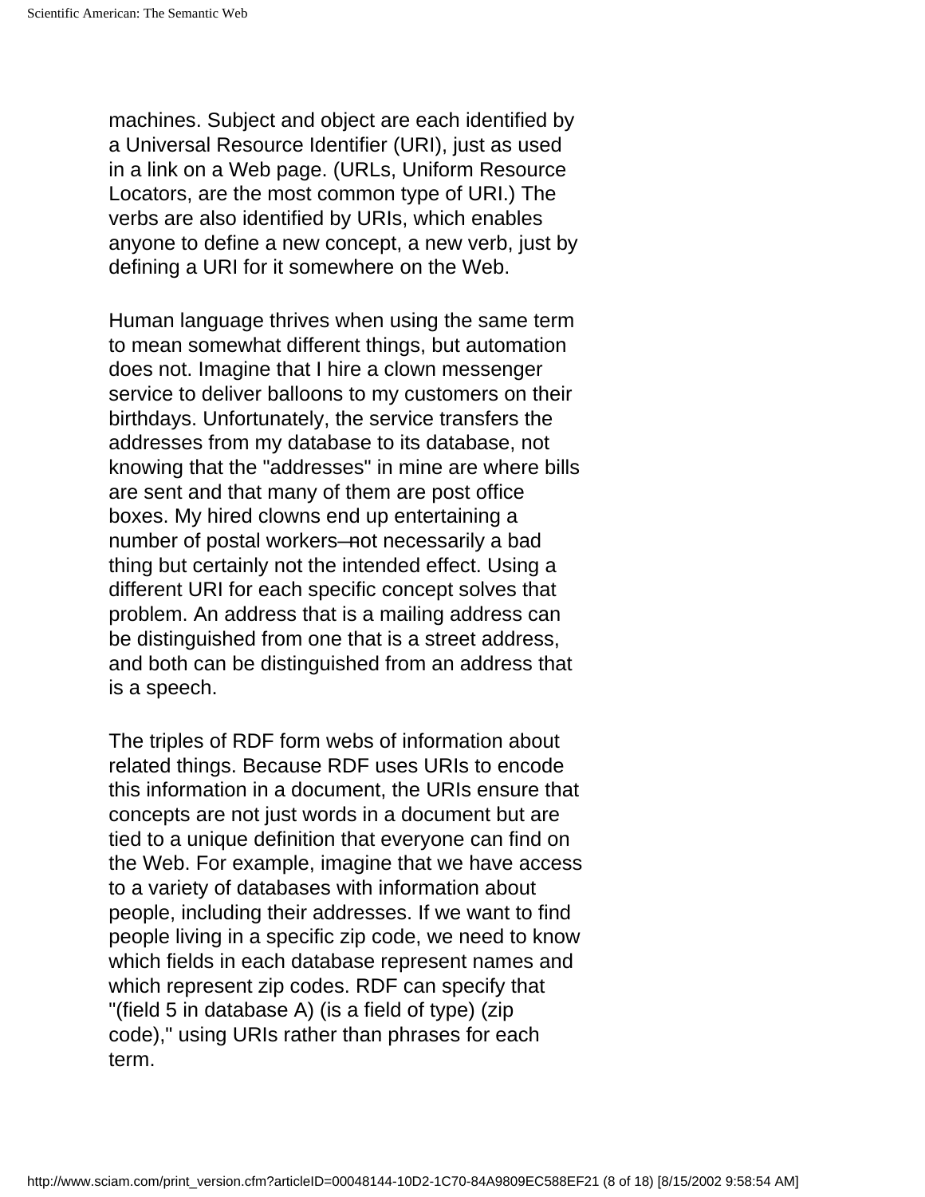machines. Subject and object are each identified by a Universal Resource Identifier (URI), just as used in a link on a Web page. (URLs, Uniform Resource Locators, are the most common type of URI.) The verbs are also identified by URIs, which enables anyone to define a new concept, a new verb, just by defining a URI for it somewhere on the Web.

Human language thrives when using the same term to mean somewhat different things, but automation does not. Imagine that I hire a clown messenger service to deliver balloons to my customers on their birthdays. Unfortunately, the service transfers the addresses from my database to its database, not knowing that the "addresses" in mine are where bills are sent and that many of them are post office boxes. My hired clowns end up entertaining a number of postal workers—not necessarily a bad thing but certainly not the intended effect. Using a different URI for each specific concept solves that problem. An address that is a mailing address can be distinguished from one that is a street address, and both can be distinguished from an address that is a speech.

The triples of RDF form webs of information about related things. Because RDF uses URIs to encode this information in a document, the URIs ensure that concepts are not just words in a document but are tied to a unique definition that everyone can find on the Web. For example, imagine that we have access to a variety of databases with information about people, including their addresses. If we want to find people living in a specific zip code, we need to know which fields in each database represent names and which represent zip codes. RDF can specify that "(field 5 in database A) (is a field of type) (zip code)," using URIs rather than phrases for each term.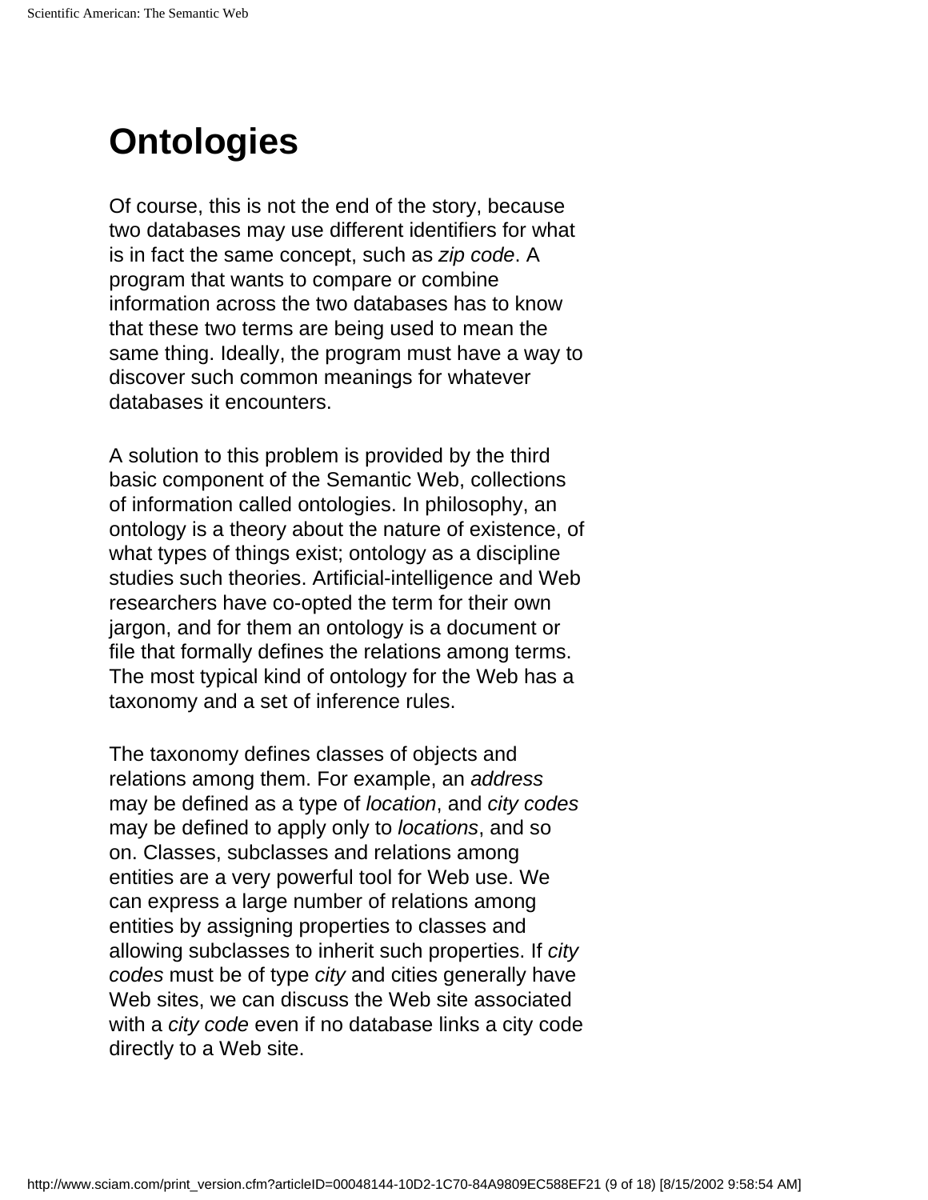# Ontologies

Of course, this is not the end of the story, because two databases may use different identifiers for what is in fact the same concept, such as *zip code*. A program that wants to compare or combine information across the two databases has to know that these two terms are being used to mean the same thing. Ideally, the program must have a way to discover such common meanings for whatever databases it encounters.

A solution to this problem is provided by the third basic component of the Semantic Web, collections of information called ontologies. In philosophy, an ontology is a theory about the nature of existence, of what types of things exist; ontology as a discipline studies such theories. Artificial-intelligence and Web researchers have co-opted the term for their own jargon, and for them an ontology is a document or file that formally defines the relations among terms. The most typical kind of ontology for the Web has a taxonomy and a set of inference rules.

The taxonomy defines classes of objects and relations among them. For example, an *address* may be defined as a type of *location*, and *city codes* may be defined to apply only to *locations*, and so on. Classes, subclasses and relations among entities are a very powerful tool for Web use. We can express a large number of relations among entities by assigning properties to classes and allowing subclasses to inherit such properties. If *city codes* must be of type *city* and cities generally have Web sites, we can discuss the Web site associated with a *city code* even if no database links a city code directly to a Web site.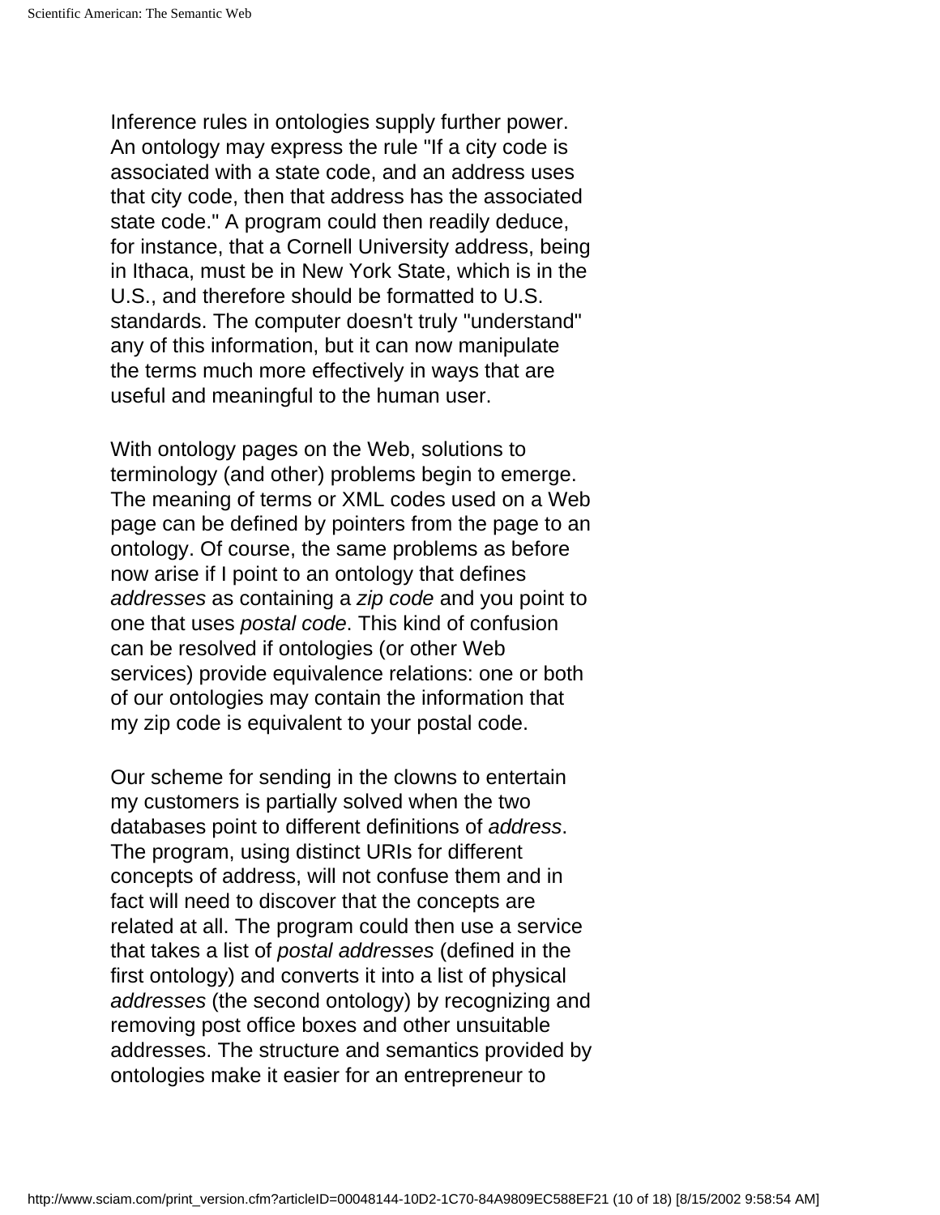Inference rules in ontologies supply further power. An ontology may express the rule "If a city code is associated with a state code, and an address uses that city code, then that address has the associated state code." A program could then readily deduce, for instance, that a Cornell University address, being in Ithaca, must be in New York State, which is in the U.S., and therefore should be formatted to U.S. standards. The computer doesn't truly "understand" any of this information, but it can now manipulate the terms much more effectively in ways that are useful and meaningful to the human user.

With ontology pages on the Web, solutions to terminology (and other) problems begin to emerge. The meaning of terms or XML codes used on a Web page can be defined by pointers from the page to an ontology. Of course, the same problems as before now arise if I point to an ontology that defines *addresses* as containing a *zip code* and you point to one that uses *postal code*. This kind of confusion can be resolved if ontologies (or other Web services) provide equivalence relations: one or both of our ontologies may contain the information that my zip code is equivalent to your postal code.

Our scheme for sending in the clowns to entertain my customers is partially solved when the two databases point to different definitions of *address*. The program, using distinct URIs for different concepts of address, will not confuse them and in fact will need to discover that the concepts are related at all. The program could then use a service that takes a list of *postal addresses* (defined in the first ontology) and converts it into a list of physical *addresses* (the second ontology) by recognizing and removing post office boxes and other unsuitable addresses. The structure and semantics provided by ontologies make it easier for an entrepreneur to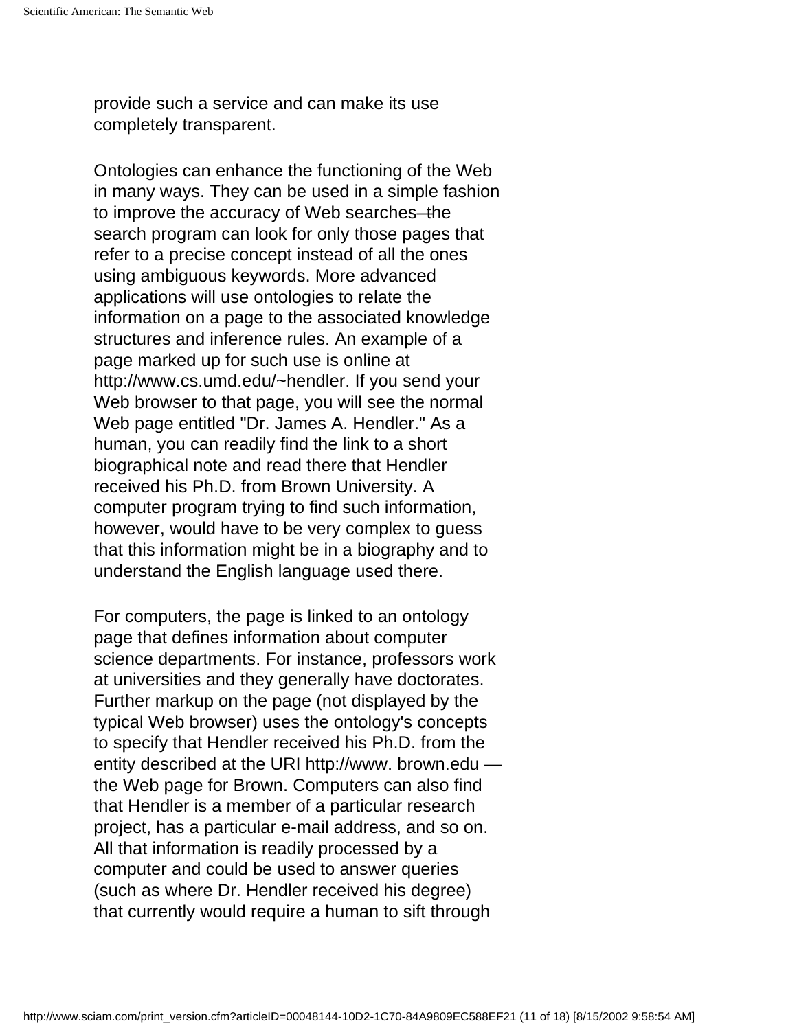provide such a service and can make its use completely transparent.

Ontologies can enhance the functioning of the Web in many ways. They can be used in a simple fashion to improve the accuracy of Web searches—the search program can look for only those pages that refer to a precise concept instead of all the ones using ambiguous keywords. More advanced applications will use ontologies to relate the information on a page to the associated knowledge structures and inference rules. An example of a page marked up for such use is online at http://www.cs.umd.edu/~hendler. If you send your Web browser to that page, you will see the normal Web page entitled "Dr. James A. Hendler." As a human, you can readily find the link to a short biographical note and read there that Hendler received his Ph.D. from Brown University. A computer program trying to find such information, however, would have to be very complex to guess that this information might be in a biography and to understand the English language used there.

For computers, the page is linked to an ontology page that defines information about computer science departments. For instance, professors work at universities and they generally have doctorates. Further markup on the page (not displayed by the typical Web browser) uses the ontology's concepts to specify that Hendler received his Ph.D. from the entity described at the URI http://www. brown.edu — the Web page for Brown. Computers can also find that Hendler is a member of a particular research project, has a particular e-mail address, and so on. All that information is readily processed by a computer and could be used to answer queries (such as where Dr. Hendler received his degree) that currently would require a human to sift through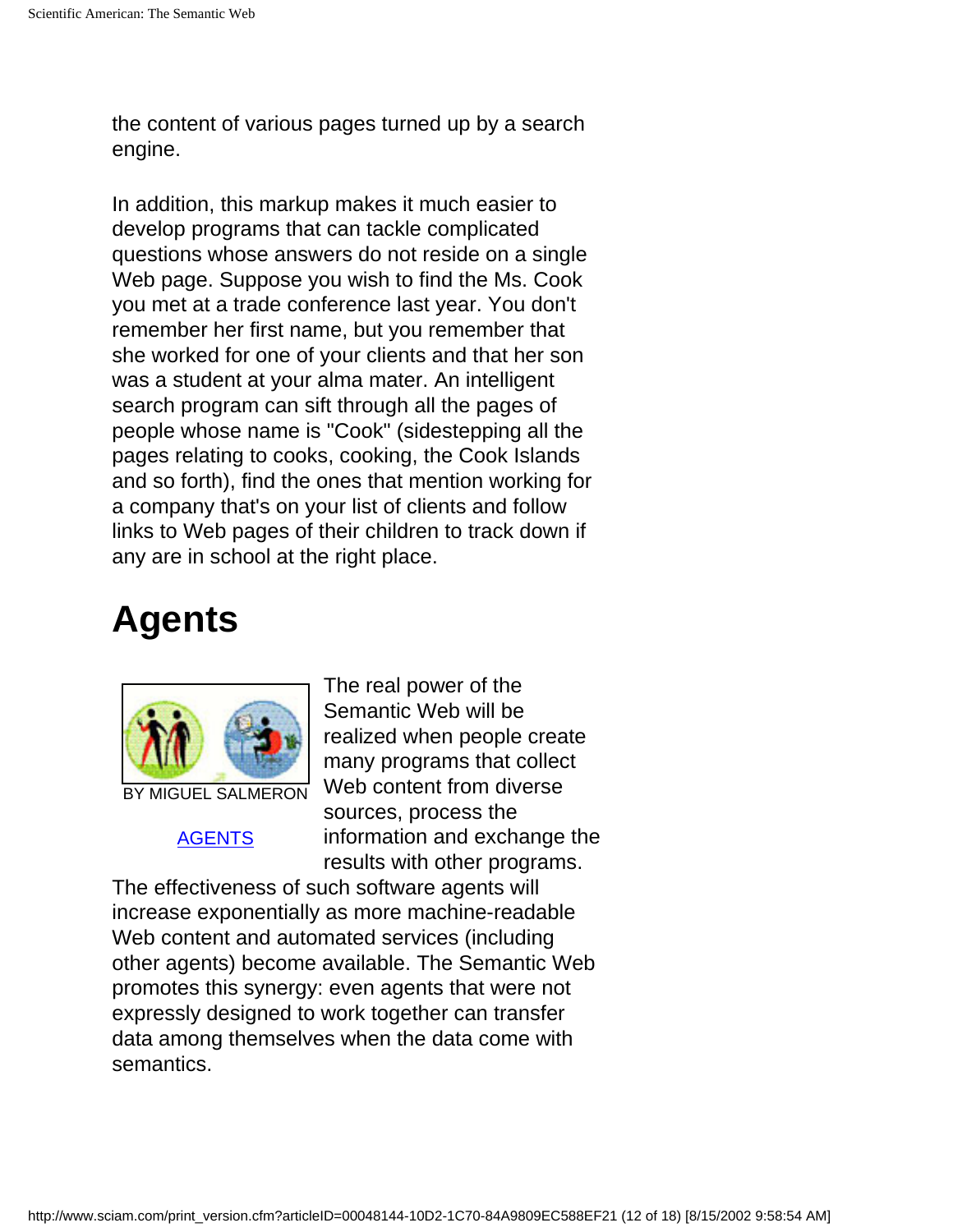the content of various pages turned up by a search engine.

In addition, this markup makes it much easier to develop programs that can tackle complicated questions whose answers do not reside on a single Web page. Suppose you wish to find the Ms. Cook you met at a trade conference last year. You don't remember her first name, but you remember that she worked for one of your clients and that her son was a student at your alma mater. An intelligent search program can sift through all the pages of people whose name is "Cook" (sidestepping all the pages relating to cooks, cooking, the Cook Islands and so forth), find the ones that mention working for a company that's on your list of clients and follow links to Web pages of their children to track down if any are in school at the right place.

# Agents

BY MIGUEL SALMERON

AGENTS

The real power of the Semantic Web will be realized when people create many programs that collect Web content from diverse sources, process the information and exchange the results with other programs. The effectiveness of such software agents will increase exponentially as more machine-readable Web content and automated services (including other agents) become available. The Semantic Web promotes this synergy: even agents that were not expressly designed to work together can transfer data among themselves when the data come with semantics.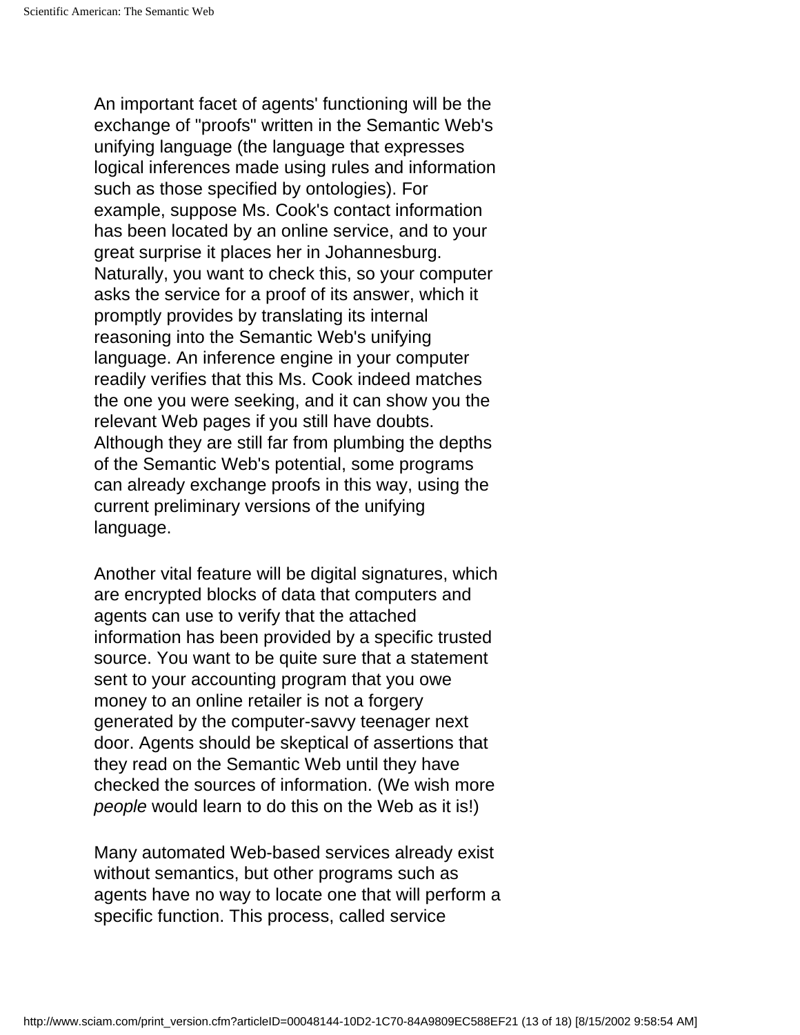An important facet of agents' functioning will be the exchange of "proofs" written in the Semantic Web's unifying language (the language that expresses logical inferences made using rules and information such as those specified by ontologies). For example, suppose Ms. Cook's contact information has been located by an online service, and to your great surprise it places her in Johannesburg. Naturally, you want to check this, so your computer asks the service for a proof of its answer, which it promptly provides by translating its internal reasoning into the Semantic Web's unifying language. An inference engine in your computer readily verifies that this Ms. Cook indeed matches the one you were seeking, and it can show you the relevant Web pages if you still have doubts. Although they are still far from plumbing the depths of the Semantic Web's potential, some programs can already exchange proofs in this way, using the current preliminary versions of the unifying language.

Another vital feature will be digital signatures, which are encrypted blocks of data that computers and agents can use to verify that the attached information has been provided by a specific trusted source. You want to be quite sure that a statement sent to your accounting program that you owe money to an online retailer is not a forgery generated by the computer-savvy teenager next door. Agents should be skeptical of assertions that they read on the Semantic Web until they have checked the sources of information. (We wish more *people* would learn to do this on the Web as it is!)

Many automated Web-based services already exist without semantics, but other programs such as agents have no way to locate one that will perform a specific function. This process, called service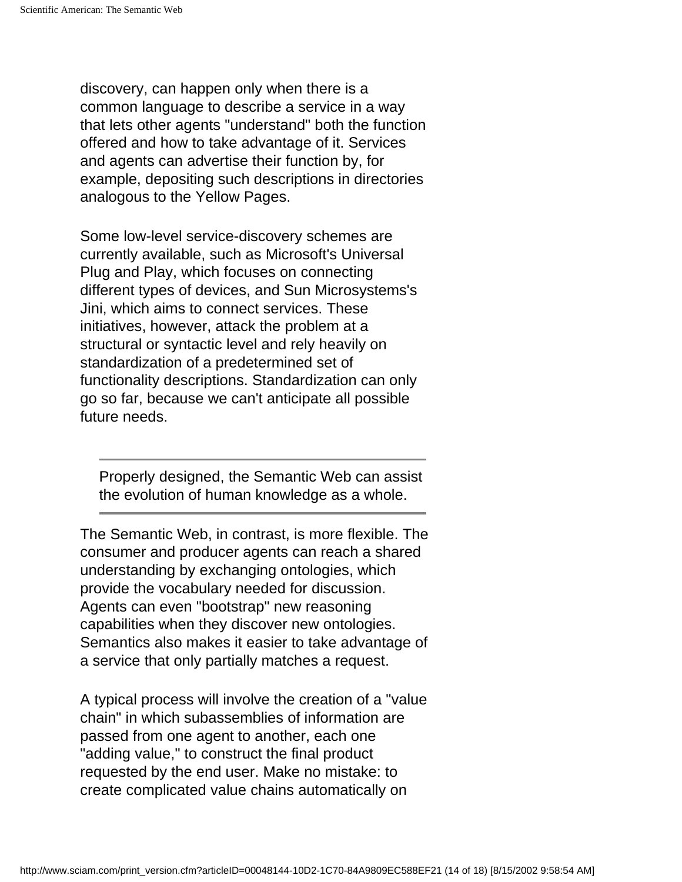discovery, can happen only when there is a common language to describe a service in a way that lets other agents "understand" both the function offered and how to take advantage of it. Services and agents can advertise their function by, for example, depositing such descriptions in directories analogous to the Yellow Pages.

Some low-level service-discovery schemes are currently available, such as Microsoft's Universal Plug and Play, which focuses on connecting different types of devices, and Sun Microsystems's Jini, which aims to connect services. These initiatives, however, attack the problem at a structural or syntactic level and rely heavily on standardization of a predetermined set of functionality descriptions. Standardization can only go so far, because we can't anticipate all possible future needs.

---

> Properly designed, the Semantic Web can assist the evolution of human knowledge as a whole.

---

The Semantic Web, in contrast, is more flexible. The consumer and producer agents can reach a shared understanding by exchanging ontologies, which provide the vocabulary needed for discussion. Agents can even "bootstrap" new reasoning capabilities when they discover new ontologies. Semantics also makes it easier to take advantage of a service that only partially matches a request.

A typical process will involve the creation of a "value chain" in which subassemblies of information are passed from one agent to another, each one "adding value," to construct the final product requested by the end user. Make no mistake: to create complicated value chains automatically on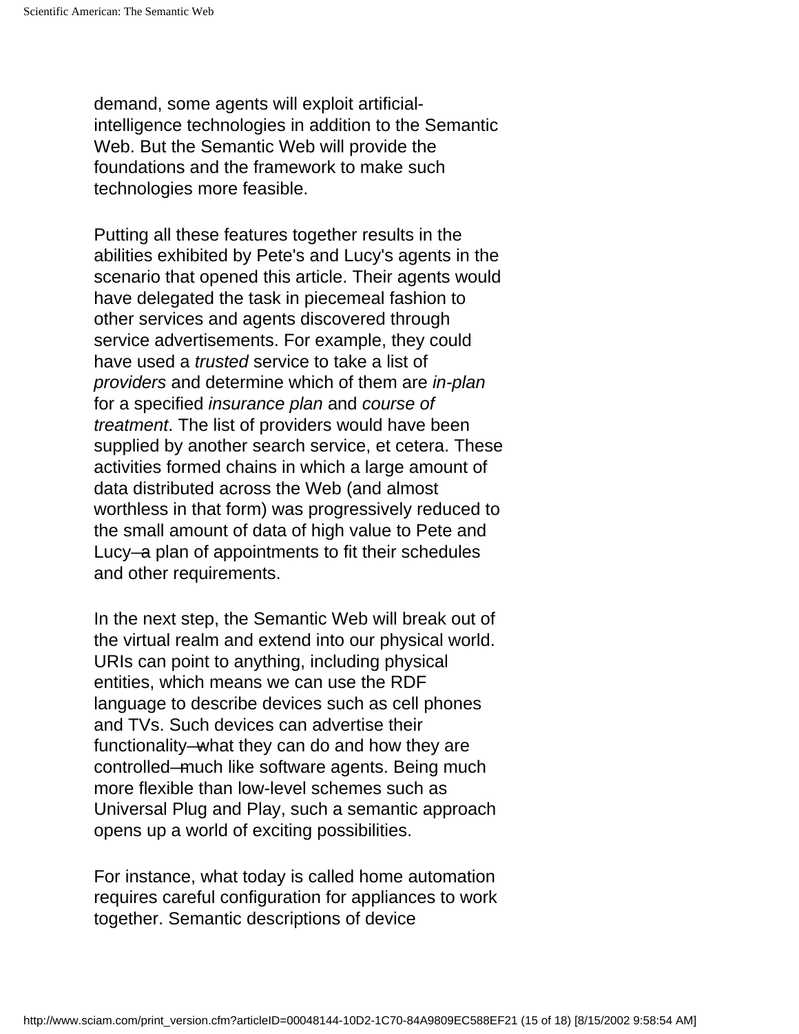demand, some agents will exploit artificial-intelligence technologies in addition to the Semantic Web. But the Semantic Web will provide the foundations and the framework to make such technologies more feasible.

Putting all these features together results in the abilities exhibited by Pete's and Lucy's agents in the scenario that opened this article. Their agents would have delegated the task in piecemeal fashion to other services and agents discovered through service advertisements. For example, they could have used a *trusted* service to take a list of *providers* and determine which of them are *in-plan* for a specified *insurance plan* and *course of treatment*. The list of providers would have been supplied by another search service, et cetera. These activities formed chains in which a large amount of data distributed across the Web (and almost worthless in that form) was progressively reduced to the small amount of data of high value to Pete and Lucy—a plan of appointments to fit their schedules and other requirements.

In the next step, the Semantic Web will break out of the virtual realm and extend into our physical world. URIs can point to anything, including physical entities, which means we can use the RDF language to describe devices such as cell phones and TVs. Such devices can advertise their functionality—what they can do and how they are controlled—much like software agents. Being much more flexible than low-level schemes such as Universal Plug and Play, such a semantic approach opens up a world of exciting possibilities.

For instance, what today is called home automation requires careful configuration for appliances to work together. Semantic descriptions of device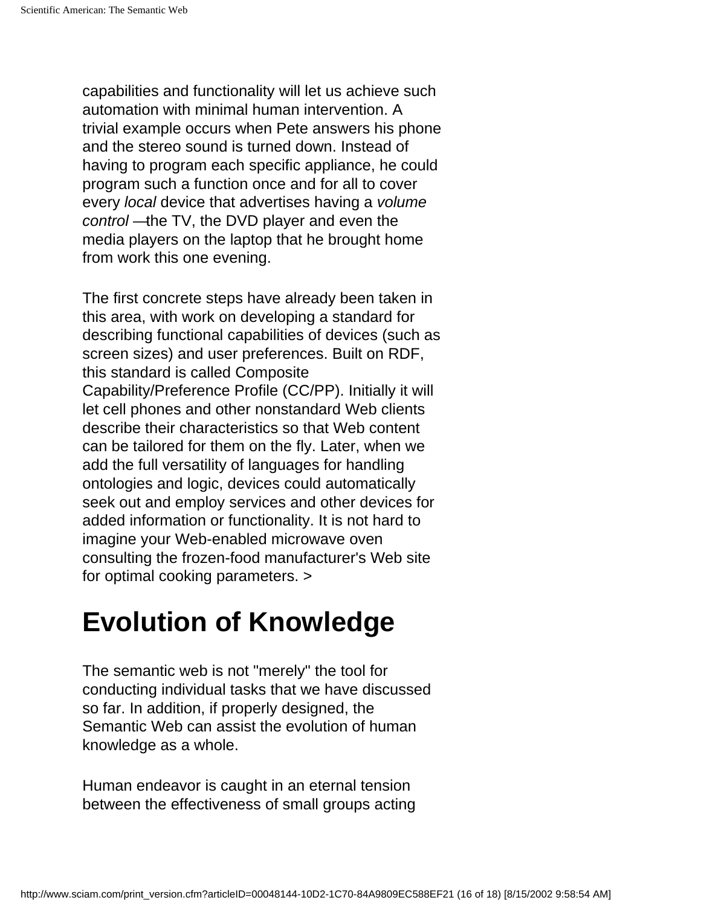capabilities and functionality will let us achieve such automation with minimal human intervention. A trivial example occurs when Pete answers his phone and the stereo sound is turned down. Instead of having to program each specific appliance, he could program such a function once and for all to cover every *local* device that advertises having a *volume control* —the TV, the DVD player and even the media players on the laptop that he brought home from work this one evening.

The first concrete steps have already been taken in this area, with work on developing a standard for describing functional capabilities of devices (such as screen sizes) and user preferences. Built on RDF, this standard is called Composite Capability/Preference Profile (CC/PP). Initially it will let cell phones and other nonstandard Web clients describe their characteristics so that Web content can be tailored for them on the fly. Later, when we add the full versatility of languages for handling ontologies and logic, devices could automatically seek out and employ services and other devices for added information or functionality. It is not hard to imagine your Web-enabled microwave oven consulting the frozen-food manufacturer's Web site for optimal cooking parameters. >

# Evolution of Knowledge

The semantic web is not "merely" the tool for conducting individual tasks that we have discussed so far. In addition, if properly designed, the Semantic Web can assist the evolution of human knowledge as a whole.

Human endeavor is caught in an eternal tension between the effectiveness of small groups acting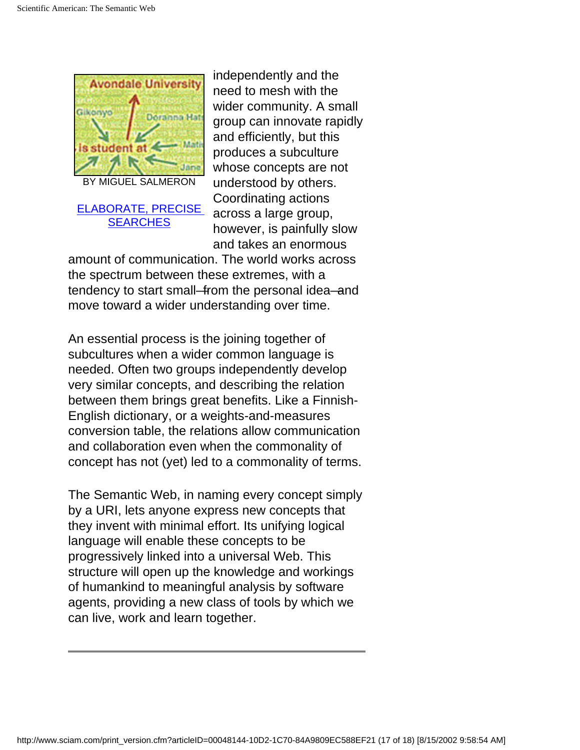BY MIGUEL SALMERON

ELABORATE, PRECISE SEARCHES

independently and the need to mesh with the wider community. A small group can innovate rapidly and efficiently, but this produces a subculture whose concepts are not understood by others. Coordinating actions across a large group, however, is painfully slow and takes an enormous amount of communication. The world works across the spectrum between these extremes, with a tendency to start small—from the personal idea—and move toward a wider understanding over time.

An essential process is the joining together of subcultures when a wider common language is needed. Often two groups independently develop very similar concepts, and describing the relation between them brings great benefits. Like a Finnish-English dictionary, or a weights-and-measures conversion table, the relations allow communication and collaboration even when the commonality of concept has not (yet) led to a commonality of terms.

The Semantic Web, in naming every concept simply by a URI, lets anyone express new concepts that they invent with minimal effort. Its unifying logical language will enable these concepts to be progressively linked into a universal Web. This structure will open up the knowledge and workings of humankind to meaningful analysis by software agents, providing a new class of tools by which we can live, work and learn together.

---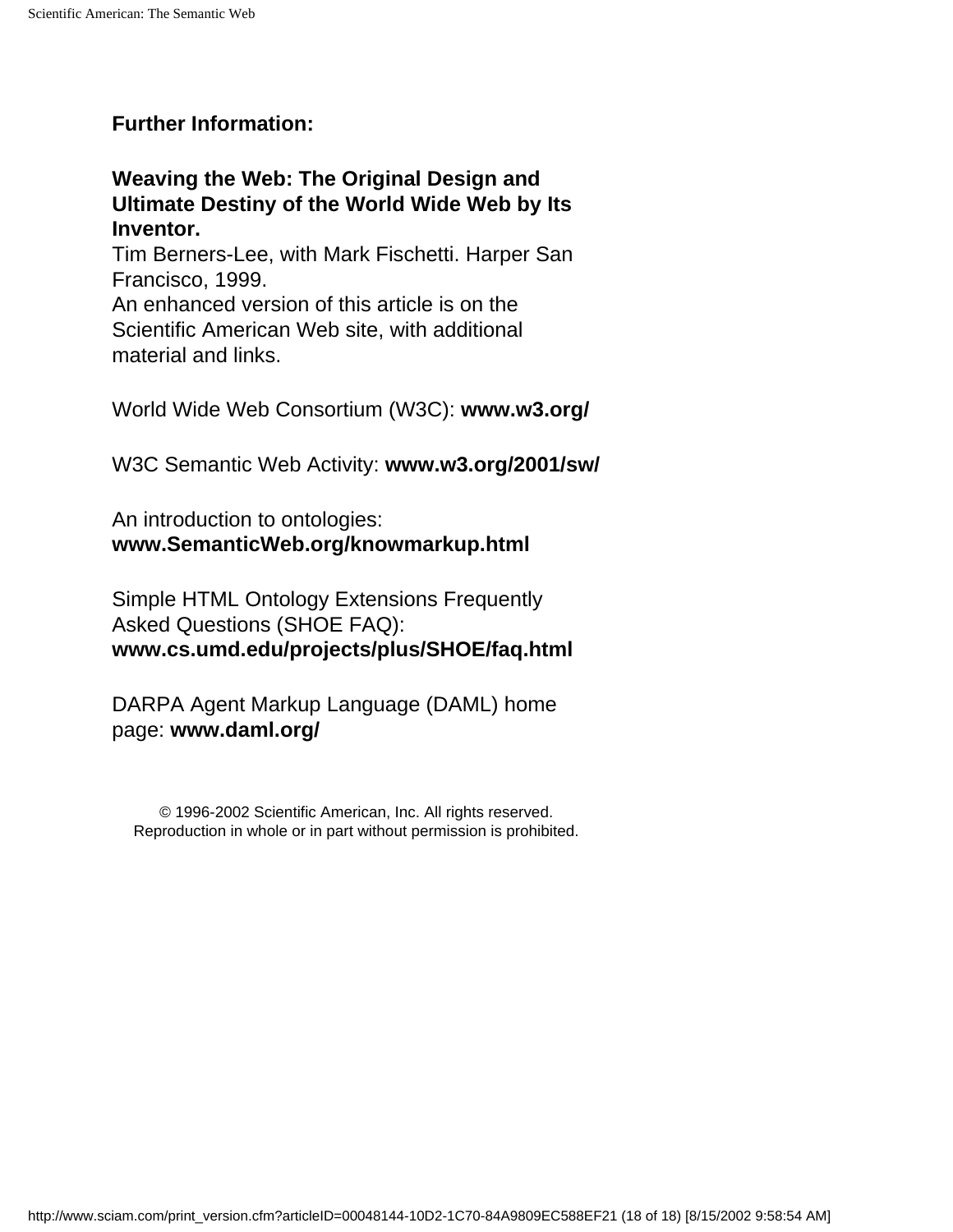**Further Information:**

**Weaving the Web: The Original Design and Ultimate Destiny of the World Wide Web by Its Inventor.**
Tim Berners-Lee, with Mark Fischetti. Harper San Francisco, 1999.
An enhanced version of this article is on the Scientific American Web site, with additional material and links.

World Wide Web Consortium (W3C): **www.w3.org/**

W3C Semantic Web Activity: **www.w3.org/2001/sw/**

An introduction to ontologies:
**www.SemanticWeb.org/knowmarkup.html**

Simple HTML Ontology Extensions Frequently Asked Questions (SHOE FAQ):
**www.cs.umd.edu/projects/plus/SHOE/faq.html**

DARPA Agent Markup Language (DAML) home page: **www.daml.org/**

© 1996-2002 Scientific American, Inc. All rights reserved.
Reproduction in whole or in part without permission is prohibited.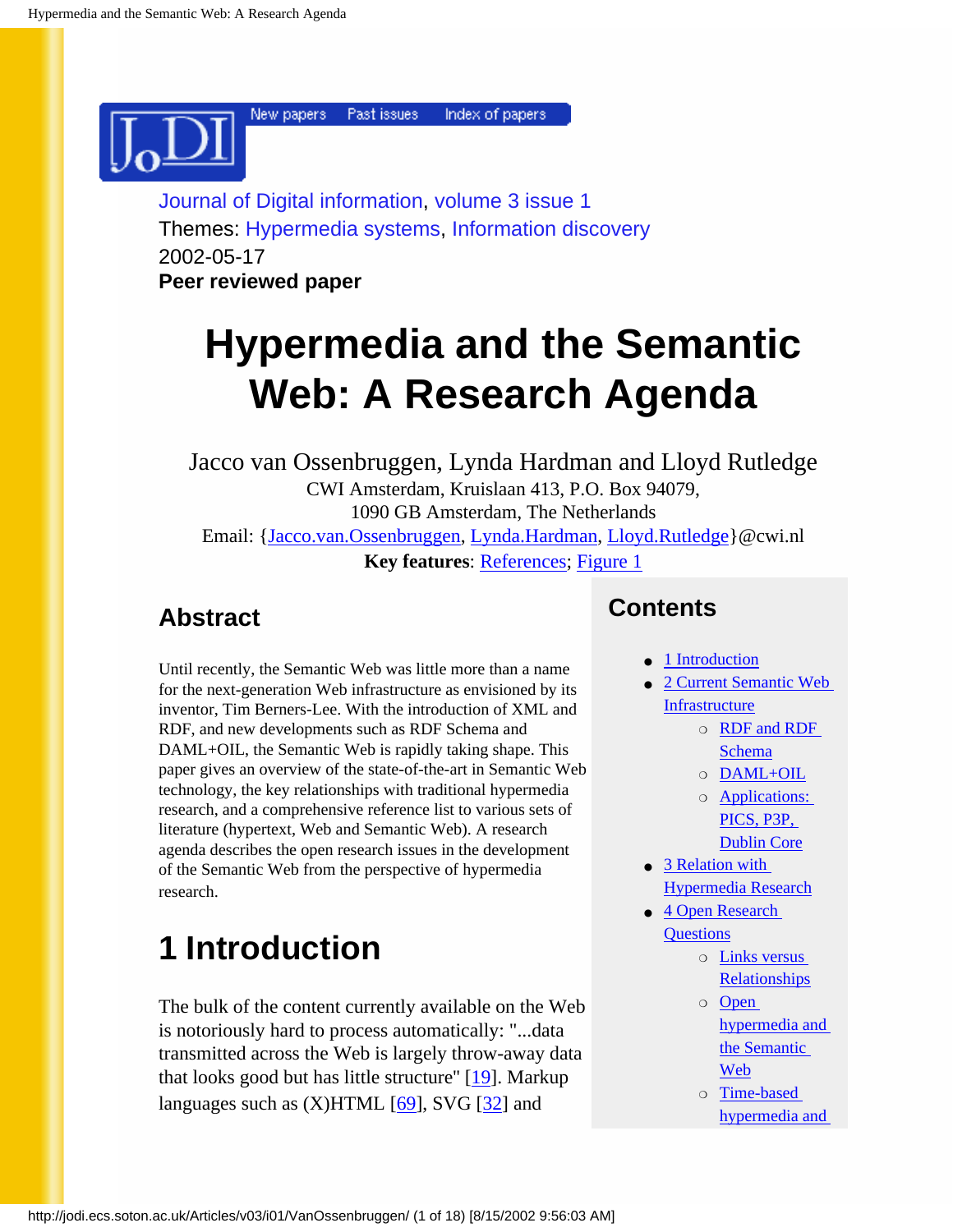Journal of Digital information, volume 3 issue 1
Themes: Hypermedia systems, Information discovery
2002-05-17
**Peer reviewed paper**

# Hypermedia and the Semantic Web: A Research Agenda

Jacco van Ossenbruggen, Lynda Hardman and Lloyd Rutledge
CWI Amsterdam, Kruislaan 413, P.O. Box 94079,
1090 GB Amsterdam, The Netherlands
Email: {Jacco.van.Ossenbruggen, Lynda.Hardman, Lloyd.Rutledge}@cwi.nl
**Key features**: References; Figure 1

## Abstract

Until recently, the Semantic Web was little more than a name for the next-generation Web infrastructure as envisioned by its inventor, Tim Berners-Lee. With the introduction of XML and RDF, and new developments such as RDF Schema and DAML+OIL, the Semantic Web is rapidly taking shape. This paper gives an overview of the state-of-the-art in Semantic Web technology, the key relationships with traditional hypermedia research, and a comprehensive reference list to various sets of literature (hypertext, Web and Semantic Web). A research agenda describes the open research issues in the development of the Semantic Web from the perspective of hypermedia research.

## Contents

- 1 Introduction
- 2 Current Semantic Web Infrastructure
  - RDF and RDF Schema
  - DAML+OIL
  - Applications: PICS, P3P, Dublin Core
- 3 Relation with Hypermedia Research
- 4 Open Research Questions
  - Links versus Relationships
  - Open hypermedia and the Semantic Web
  - Time-based hypermedia and

# 1 Introduction

The bulk of the content currently available on the Web is notoriously hard to process automatically: "...data transmitted across the Web is largely throw-away data that looks good but has little structure" [19]. Markup languages such as (X)HTML [69], SVG [32] and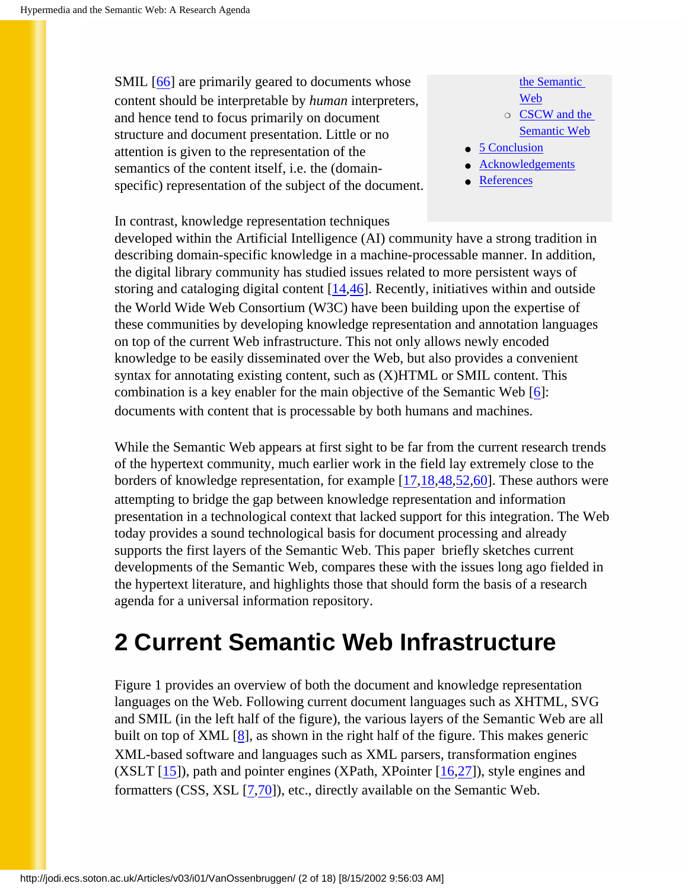- the Semantic Web
  - CSCW and the Semantic Web
- 5 Conclusion
- Acknowledgements
- References

SMIL [66] are primarily geared to documents whose content should be interpretable by *human* interpreters, and hence tend to focus primarily on document structure and document presentation. Little or no attention is given to the representation of the semantics of the content itself, i.e. the (domain-specific) representation of the subject of the document.

In contrast, knowledge representation techniques developed within the Artificial Intelligence (AI) community have a strong tradition in describing domain-specific knowledge in a machine-processable manner. In addition, the digital library community has studied issues related to more persistent ways of storing and cataloging digital content [14,46]. Recently, initiatives within and outside the World Wide Web Consortium (W3C) have been building upon the expertise of these communities by developing knowledge representation and annotation languages on top of the current Web infrastructure. This not only allows newly encoded knowledge to be easily disseminated over the Web, but also provides a convenient syntax for annotating existing content, such as (X)HTML or SMIL content. This combination is a key enabler for the main objective of the Semantic Web [6]: documents with content that is processable by both humans and machines.

While the Semantic Web appears at first sight to be far from the current research trends of the hypertext community, much earlier work in the field lay extremely close to the borders of knowledge representation, for example [17,18,48,52,60]. These authors were attempting to bridge the gap between knowledge representation and information presentation in a technological context that lacked support for this integration. The Web today provides a sound technological basis for document processing and already supports the first layers of the Semantic Web. This paper briefly sketches current developments of the Semantic Web, compares these with the issues long ago fielded in the hypertext literature, and highlights those that should form the basis of a research agenda for a universal information repository.

# 2 Current Semantic Web Infrastructure

Figure 1 provides an overview of both the document and knowledge representation languages on the Web. Following current document languages such as XHTML, SVG and SMIL (in the left half of the figure), the various layers of the Semantic Web are all built on top of XML [8], as shown in the right half of the figure. This makes generic XML-based software and languages such as XML parsers, transformation engines (XSLT [15]), path and pointer engines (XPath, XPointer [16,27]), style engines and formatters (CSS, XSL [7,70]), etc., directly available on the Semantic Web.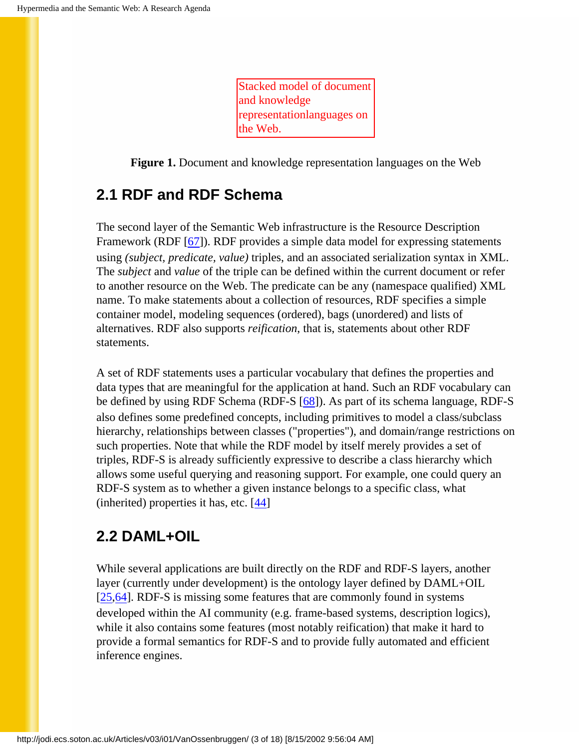Stacked model of document and knowledge representationlanguages on the Web.

**Figure 1.** Document and knowledge representation languages on the Web

## 2.1 RDF and RDF Schema

The second layer of the Semantic Web infrastructure is the Resource Description Framework (RDF [67]). RDF provides a simple data model for expressing statements using *(subject, predicate, value)* triples, and an associated serialization syntax in XML. The *subject* and *value* of the triple can be defined within the current document or refer to another resource on the Web. The predicate can be any (namespace qualified) XML name. To make statements about a collection of resources, RDF specifies a simple container model, modeling sequences (ordered), bags (unordered) and lists of alternatives. RDF also supports *reification*, that is, statements about other RDF statements.

A set of RDF statements uses a particular vocabulary that defines the properties and data types that are meaningful for the application at hand. Such an RDF vocabulary can be defined by using RDF Schema (RDF-S [68]). As part of its schema language, RDF-S also defines some predefined concepts, including primitives to model a class/subclass hierarchy, relationships between classes ("properties"), and domain/range restrictions on such properties. Note that while the RDF model by itself merely provides a set of triples, RDF-S is already sufficiently expressive to describe a class hierarchy which allows some useful querying and reasoning support. For example, one could query an RDF-S system as to whether a given instance belongs to a specific class, what (inherited) properties it has, etc. [44]

## 2.2 DAML+OIL

While several applications are built directly on the RDF and RDF-S layers, another layer (currently under development) is the ontology layer defined by DAML+OIL [25,64]. RDF-S is missing some features that are commonly found in systems developed within the AI community (e.g. frame-based systems, description logics), while it also contains some features (most notably reification) that make it hard to provide a formal semantics for RDF-S and to provide fully automated and efficient inference engines.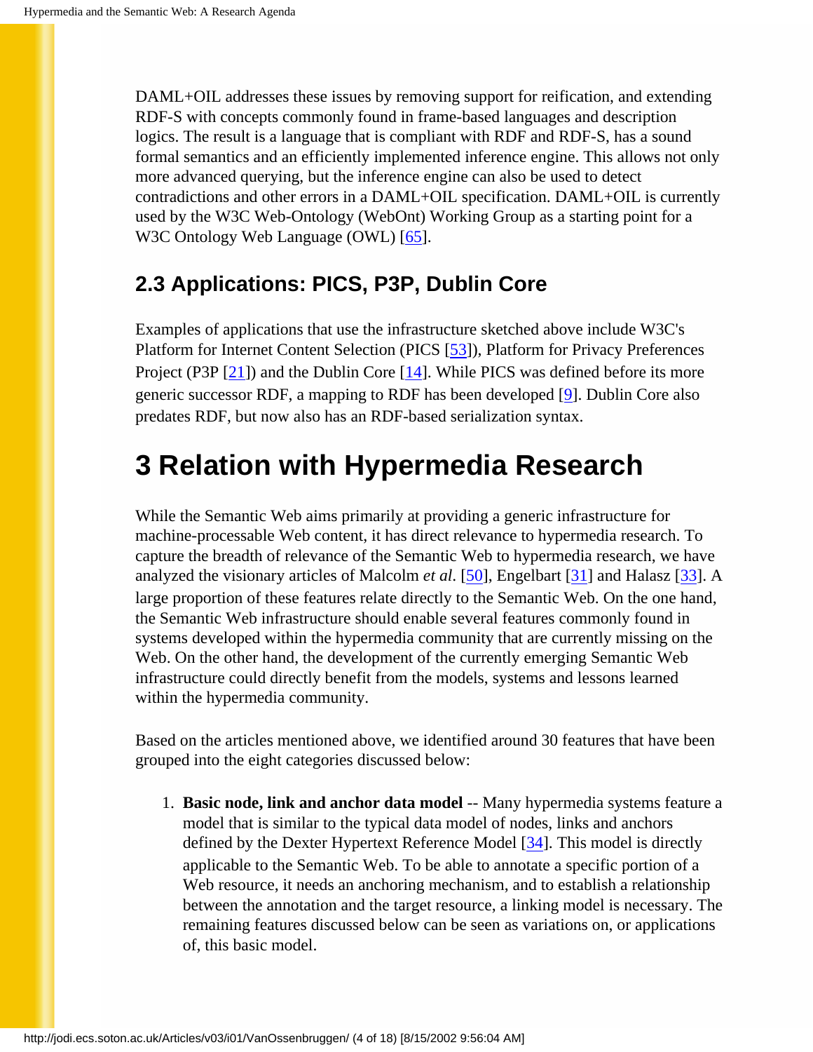DAML+OIL addresses these issues by removing support for reification, and extending RDF-S with concepts commonly found in frame-based languages and description logics. The result is a language that is compliant with RDF and RDF-S, has a sound formal semantics and an efficiently implemented inference engine. This allows not only more advanced querying, but the inference engine can also be used to detect contradictions and other errors in a DAML+OIL specification. DAML+OIL is currently used by the W3C Web-Ontology (WebOnt) Working Group as a starting point for a W3C Ontology Web Language (OWL) [65].

### 2.3 Applications: PICS, P3P, Dublin Core

Examples of applications that use the infrastructure sketched above include W3C's Platform for Internet Content Selection (PICS [53]), Platform for Privacy Preferences Project (P3P [21]) and the Dublin Core [14]. While PICS was defined before its more generic successor RDF, a mapping to RDF has been developed [9]. Dublin Core also predates RDF, but now also has an RDF-based serialization syntax.

## 3 Relation with Hypermedia Research

While the Semantic Web aims primarily at providing a generic infrastructure for machine-processable Web content, it has direct relevance to hypermedia research. To capture the breadth of relevance of the Semantic Web to hypermedia research, we have analyzed the visionary articles of Malcolm *et al*. [50], Engelbart [31] and Halasz [33]. A large proportion of these features relate directly to the Semantic Web. On the one hand, the Semantic Web infrastructure should enable several features commonly found in systems developed within the hypermedia community that are currently missing on the Web. On the other hand, the development of the currently emerging Semantic Web infrastructure could directly benefit from the models, systems and lessons learned within the hypermedia community.

Based on the articles mentioned above, we identified around 30 features that have been grouped into the eight categories discussed below:

1. **Basic node, link and anchor data model** -- Many hypermedia systems feature a model that is similar to the typical data model of nodes, links and anchors defined by the Dexter Hypertext Reference Model [34]. This model is directly applicable to the Semantic Web. To be able to annotate a specific portion of a Web resource, it needs an anchoring mechanism, and to establish a relationship between the annotation and the target resource, a linking model is necessary. The remaining features discussed below can be seen as variations on, or applications of, this basic model.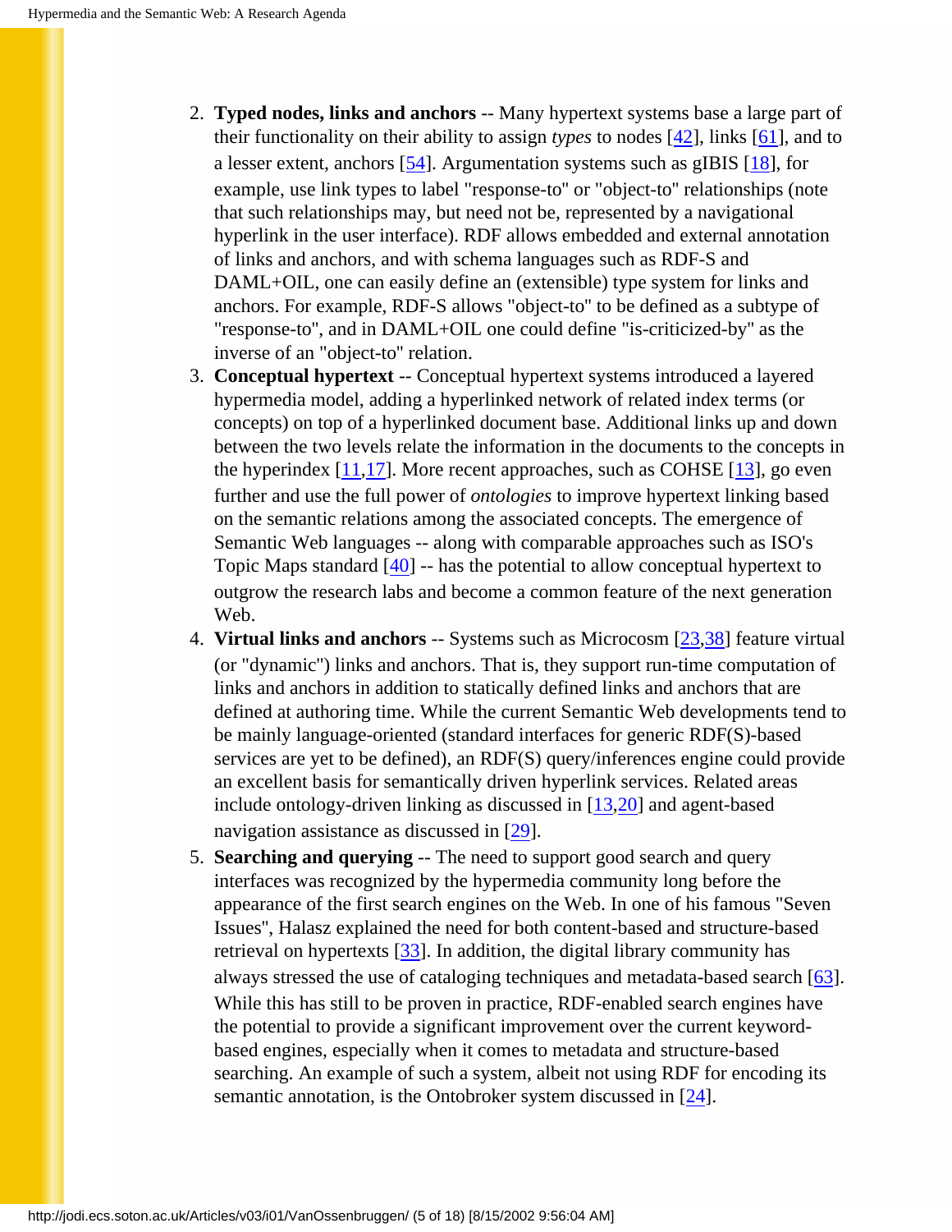2. **Typed nodes, links and anchors** -- Many hypertext systems base a large part of their functionality on their ability to assign *types* to nodes [42], links [61], and to a lesser extent, anchors [54]. Argumentation systems such as gIBIS [18], for example, use link types to label "response-to" or "object-to" relationships (note that such relationships may, but need not be, represented by a navigational hyperlink in the user interface). RDF allows embedded and external annotation of links and anchors, and with schema languages such as RDF-S and DAML+OIL, one can easily define an (extensible) type system for links and anchors. For example, RDF-S allows "object-to" to be defined as a subtype of "response-to", and in DAML+OIL one could define "is-criticized-by" as the inverse of an "object-to" relation.
3. **Conceptual hypertext** -- Conceptual hypertext systems introduced a layered hypermedia model, adding a hyperlinked network of related index terms (or concepts) on top of a hyperlinked document base. Additional links up and down between the two levels relate the information in the documents to the concepts in the hyperindex [11,17]. More recent approaches, such as COHSE [13], go even further and use the full power of *ontologies* to improve hypertext linking based on the semantic relations among the associated concepts. The emergence of Semantic Web languages -- along with comparable approaches such as ISO's Topic Maps standard [40] -- has the potential to allow conceptual hypertext to outgrow the research labs and become a common feature of the next generation Web.
4. **Virtual links and anchors** -- Systems such as Microcosm [23,38] feature virtual (or "dynamic") links and anchors. That is, they support run-time computation of links and anchors in addition to statically defined links and anchors that are defined at authoring time. While the current Semantic Web developments tend to be mainly language-oriented (standard interfaces for generic RDF(S)-based services are yet to be defined), an RDF(S) query/inferences engine could provide an excellent basis for semantically driven hyperlink services. Related areas include ontology-driven linking as discussed in [13,20] and agent-based navigation assistance as discussed in [29].
5. **Searching and querying** -- The need to support good search and query interfaces was recognized by the hypermedia community long before the appearance of the first search engines on the Web. In one of his famous "Seven Issues", Halasz explained the need for both content-based and structure-based retrieval on hypertexts [33]. In addition, the digital library community has always stressed the use of cataloging techniques and metadata-based search [63]. While this has still to be proven in practice, RDF-enabled search engines have the potential to provide a significant improvement over the current keyword-based engines, especially when it comes to metadata and structure-based searching. An example of such a system, albeit not using RDF for encoding its semantic annotation, is the Ontobroker system discussed in [24].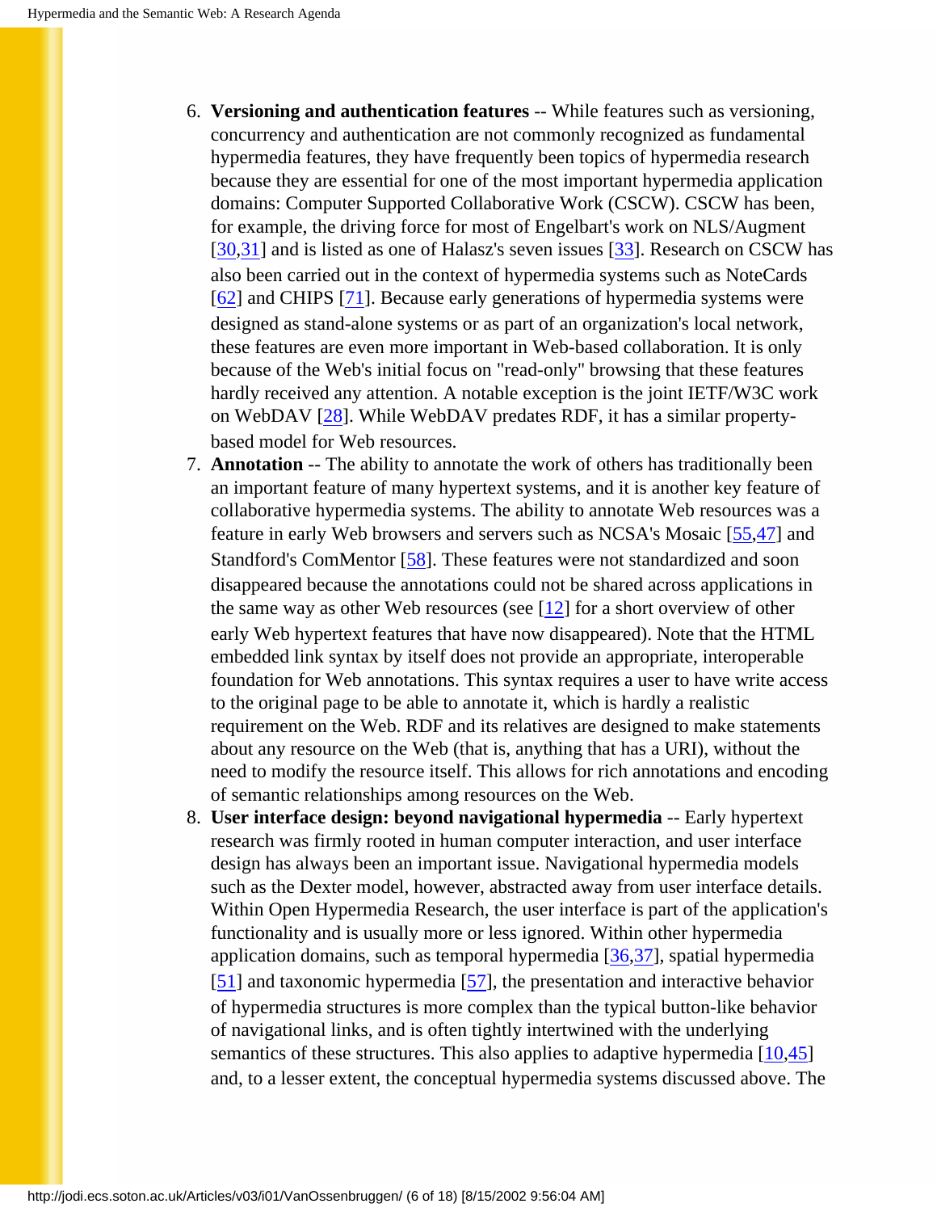6. **Versioning and authentication features** -- While features such as versioning, concurrency and authentication are not commonly recognized as fundamental hypermedia features, they have frequently been topics of hypermedia research because they are essential for one of the most important hypermedia application domains: Computer Supported Collaborative Work (CSCW). CSCW has been, for example, the driving force for most of Engelbart's work on NLS/Augment [30,31] and is listed as one of Halasz's seven issues [33]. Research on CSCW has also been carried out in the context of hypermedia systems such as NoteCards [62] and CHIPS [71]. Because early generations of hypermedia systems were designed as stand-alone systems or as part of an organization's local network, these features are even more important in Web-based collaboration. It is only because of the Web's initial focus on "read-only" browsing that these features hardly received any attention. A notable exception is the joint IETF/W3C work on WebDAV [28]. While WebDAV predates RDF, it has a similar property-based model for Web resources.
7. **Annotation** -- The ability to annotate the work of others has traditionally been an important feature of many hypertext systems, and it is another key feature of collaborative hypermedia systems. The ability to annotate Web resources was a feature in early Web browsers and servers such as NCSA's Mosaic [55,47] and Standford's ComMentor [58]. These features were not standardized and soon disappeared because the annotations could not be shared across applications in the same way as other Web resources (see [12] for a short overview of other early Web hypertext features that have now disappeared). Note that the HTML embedded link syntax by itself does not provide an appropriate, interoperable foundation for Web annotations. This syntax requires a user to have write access to the original page to be able to annotate it, which is hardly a realistic requirement on the Web. RDF and its relatives are designed to make statements about any resource on the Web (that is, anything that has a URI), without the need to modify the resource itself. This allows for rich annotations and encoding of semantic relationships among resources on the Web.
8. **User interface design: beyond navigational hypermedia** -- Early hypertext research was firmly rooted in human computer interaction, and user interface design has always been an important issue. Navigational hypermedia models such as the Dexter model, however, abstracted away from user interface details. Within Open Hypermedia Research, the user interface is part of the application's functionality and is usually more or less ignored. Within other hypermedia application domains, such as temporal hypermedia [36,37], spatial hypermedia [51] and taxonomic hypermedia [57], the presentation and interactive behavior of hypermedia structures is more complex than the typical button-like behavior of navigational links, and is often tightly intertwined with the underlying semantics of these structures. This also applies to adaptive hypermedia [10,45] and, to a lesser extent, the conceptual hypermedia systems discussed above. The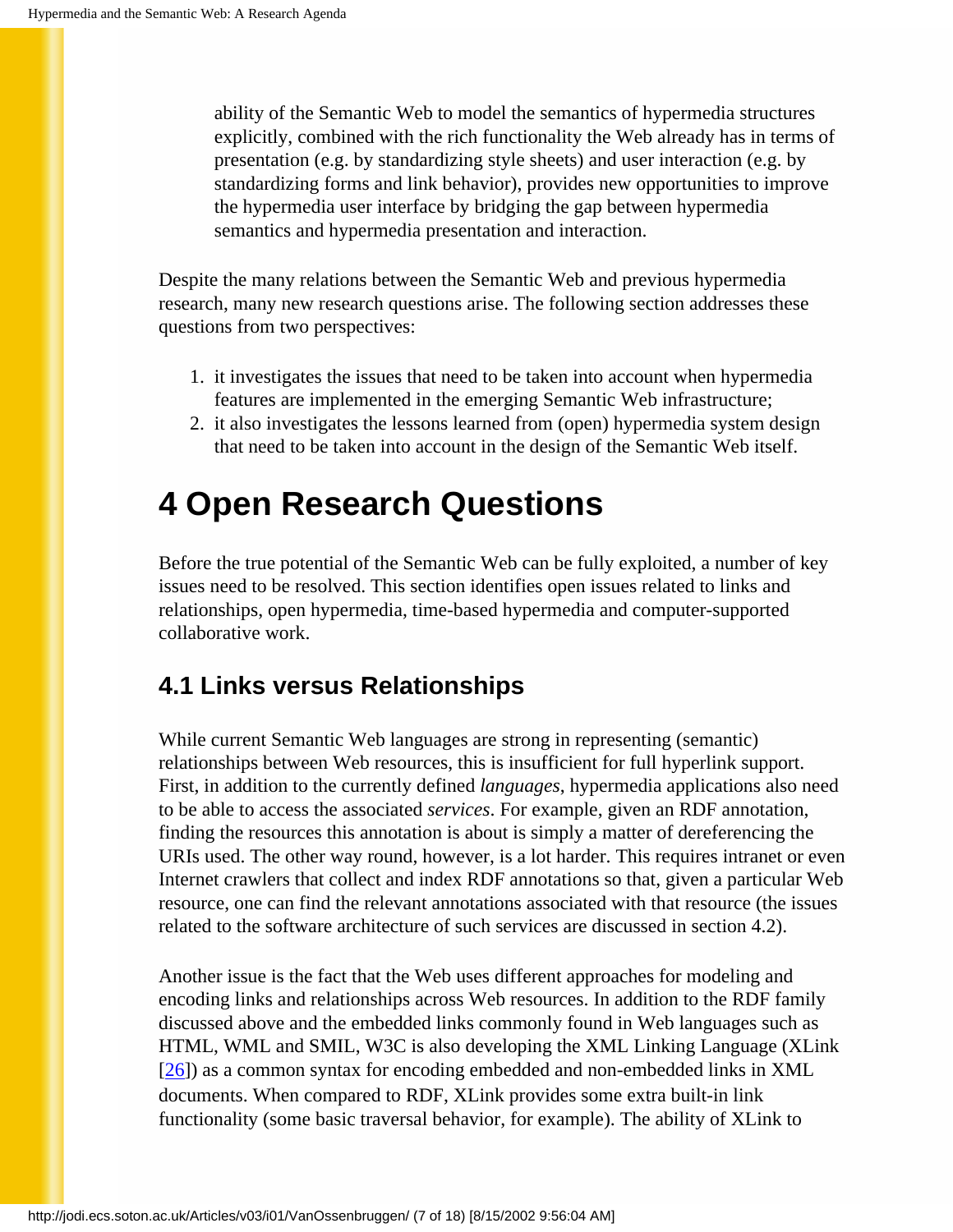ability of the Semantic Web to model the semantics of hypermedia structures explicitly, combined with the rich functionality the Web already has in terms of presentation (e.g. by standardizing style sheets) and user interaction (e.g. by standardizing forms and link behavior), provides new opportunities to improve the hypermedia user interface by bridging the gap between hypermedia semantics and hypermedia presentation and interaction.

Despite the many relations between the Semantic Web and previous hypermedia research, many new research questions arise. The following section addresses these questions from two perspectives:

1. it investigates the issues that need to be taken into account when hypermedia features are implemented in the emerging Semantic Web infrastructure;
2. it also investigates the lessons learned from (open) hypermedia system design that need to be taken into account in the design of the Semantic Web itself.

# 4 Open Research Questions

Before the true potential of the Semantic Web can be fully exploited, a number of key issues need to be resolved. This section identifies open issues related to links and relationships, open hypermedia, time-based hypermedia and computer-supported collaborative work.

## 4.1 Links versus Relationships

While current Semantic Web languages are strong in representing (semantic) relationships between Web resources, this is insufficient for full hyperlink support. First, in addition to the currently defined *languages*, hypermedia applications also need to be able to access the associated *services*. For example, given an RDF annotation, finding the resources this annotation is about is simply a matter of dereferencing the URIs used. The other way round, however, is a lot harder. This requires intranet or even Internet crawlers that collect and index RDF annotations so that, given a particular Web resource, one can find the relevant annotations associated with that resource (the issues related to the software architecture of such services are discussed in section 4.2).

Another issue is the fact that the Web uses different approaches for modeling and encoding links and relationships across Web resources. In addition to the RDF family discussed above and the embedded links commonly found in Web languages such as HTML, WML and SMIL, W3C is also developing the XML Linking Language (XLink [26]) as a common syntax for encoding embedded and non-embedded links in XML documents. When compared to RDF, XLink provides some extra built-in link functionality (some basic traversal behavior, for example). The ability of XLink to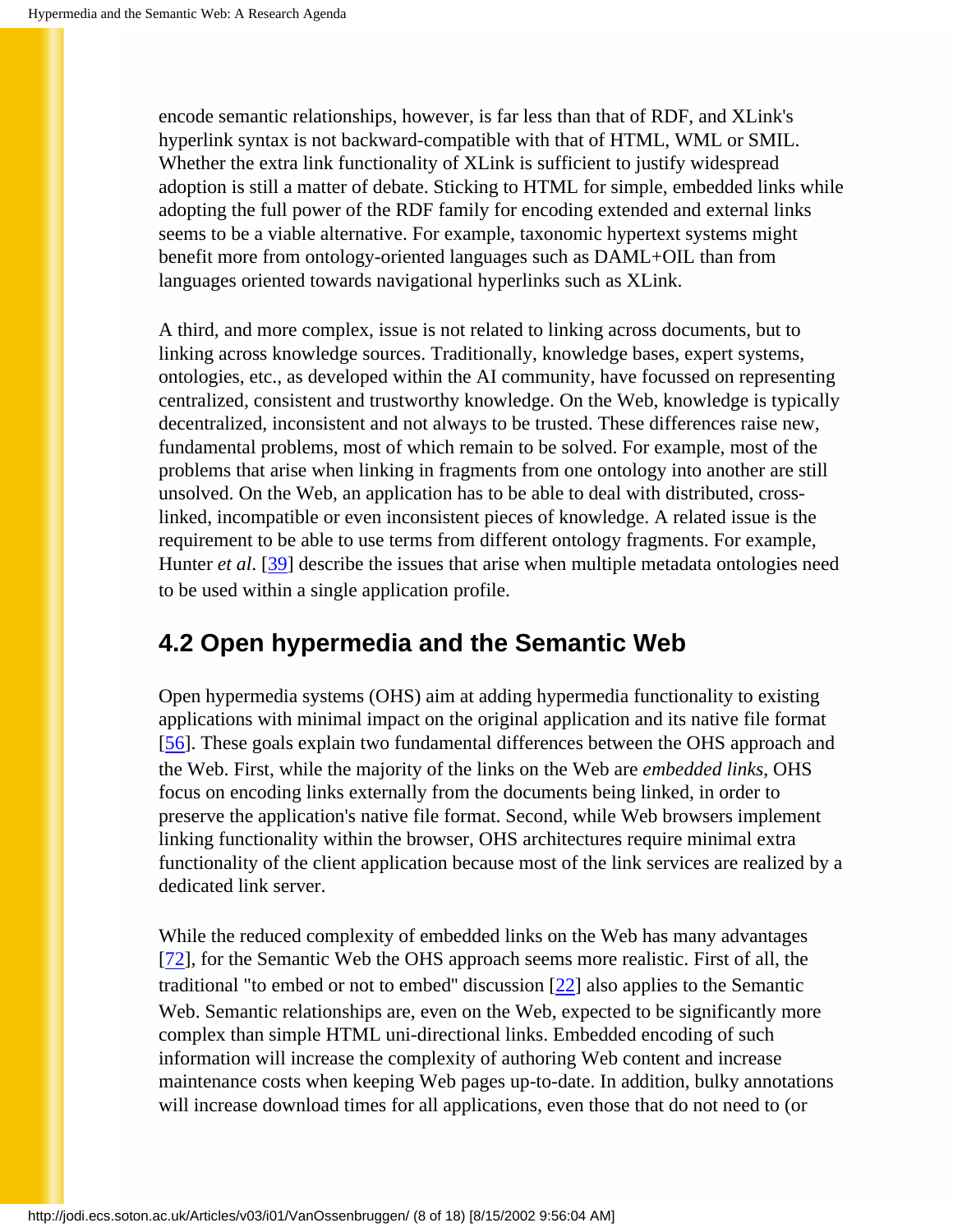encode semantic relationships, however, is far less than that of RDF, and XLink's hyperlink syntax is not backward-compatible with that of HTML, WML or SMIL. Whether the extra link functionality of XLink is sufficient to justify widespread adoption is still a matter of debate. Sticking to HTML for simple, embedded links while adopting the full power of the RDF family for encoding extended and external links seems to be a viable alternative. For example, taxonomic hypertext systems might benefit more from ontology-oriented languages such as DAML+OIL than from languages oriented towards navigational hyperlinks such as XLink.

A third, and more complex, issue is not related to linking across documents, but to linking across knowledge sources. Traditionally, knowledge bases, expert systems, ontologies, etc., as developed within the AI community, have focussed on representing centralized, consistent and trustworthy knowledge. On the Web, knowledge is typically decentralized, inconsistent and not always to be trusted. These differences raise new, fundamental problems, most of which remain to be solved. For example, most of the problems that arise when linking in fragments from one ontology into another are still unsolved. On the Web, an application has to be able to deal with distributed, cross-linked, incompatible or even inconsistent pieces of knowledge. A related issue is the requirement to be able to use terms from different ontology fragments. For example, Hunter *et al*. [39] describe the issues that arise when multiple metadata ontologies need to be used within a single application profile.

## 4.2 Open hypermedia and the Semantic Web

Open hypermedia systems (OHS) aim at adding hypermedia functionality to existing applications with minimal impact on the original application and its native file format [56]. These goals explain two fundamental differences between the OHS approach and the Web. First, while the majority of the links on the Web are *embedded links*, OHS focus on encoding links externally from the documents being linked, in order to preserve the application's native file format. Second, while Web browsers implement linking functionality within the browser, OHS architectures require minimal extra functionality of the client application because most of the link services are realized by a dedicated link server.

While the reduced complexity of embedded links on the Web has many advantages [72], for the Semantic Web the OHS approach seems more realistic. First of all, the traditional "to embed or not to embed" discussion [22] also applies to the Semantic Web. Semantic relationships are, even on the Web, expected to be significantly more complex than simple HTML uni-directional links. Embedded encoding of such information will increase the complexity of authoring Web content and increase maintenance costs when keeping Web pages up-to-date. In addition, bulky annotations will increase download times for all applications, even those that do not need to (or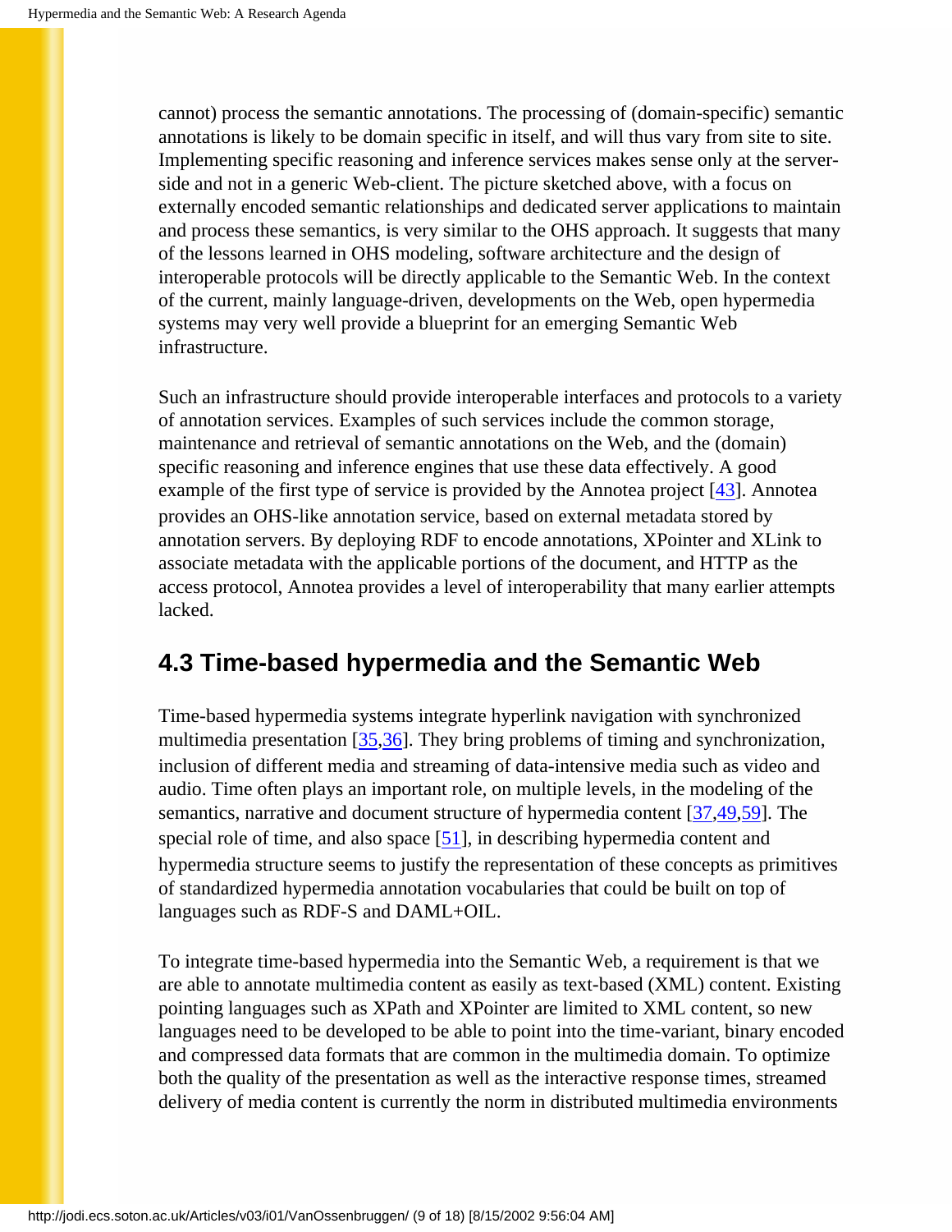cannot) process the semantic annotations. The processing of (domain-specific) semantic annotations is likely to be domain specific in itself, and will thus vary from site to site. Implementing specific reasoning and inference services makes sense only at the server-side and not in a generic Web-client. The picture sketched above, with a focus on externally encoded semantic relationships and dedicated server applications to maintain and process these semantics, is very similar to the OHS approach. It suggests that many of the lessons learned in OHS modeling, software architecture and the design of interoperable protocols will be directly applicable to the Semantic Web. In the context of the current, mainly language-driven, developments on the Web, open hypermedia systems may very well provide a blueprint for an emerging Semantic Web infrastructure.

Such an infrastructure should provide interoperable interfaces and protocols to a variety of annotation services. Examples of such services include the common storage, maintenance and retrieval of semantic annotations on the Web, and the (domain) specific reasoning and inference engines that use these data effectively. A good example of the first type of service is provided by the Annotea project [43]. Annotea provides an OHS-like annotation service, based on external metadata stored by annotation servers. By deploying RDF to encode annotations, XPointer and XLink to associate metadata with the applicable portions of the document, and HTTP as the access protocol, Annotea provides a level of interoperability that many earlier attempts lacked.

## 4.3 Time-based hypermedia and the Semantic Web

Time-based hypermedia systems integrate hyperlink navigation with synchronized multimedia presentation [35,36]. They bring problems of timing and synchronization, inclusion of different media and streaming of data-intensive media such as video and audio. Time often plays an important role, on multiple levels, in the modeling of the semantics, narrative and document structure of hypermedia content [37,49,59]. The special role of time, and also space [51], in describing hypermedia content and hypermedia structure seems to justify the representation of these concepts as primitives of standardized hypermedia annotation vocabularies that could be built on top of languages such as RDF-S and DAML+OIL.

To integrate time-based hypermedia into the Semantic Web, a requirement is that we are able to annotate multimedia content as easily as text-based (XML) content. Existing pointing languages such as XPath and XPointer are limited to XML content, so new languages need to be developed to be able to point into the time-variant, binary encoded and compressed data formats that are common in the multimedia domain. To optimize both the quality of the presentation as well as the interactive response times, streamed delivery of media content is currently the norm in distributed multimedia environments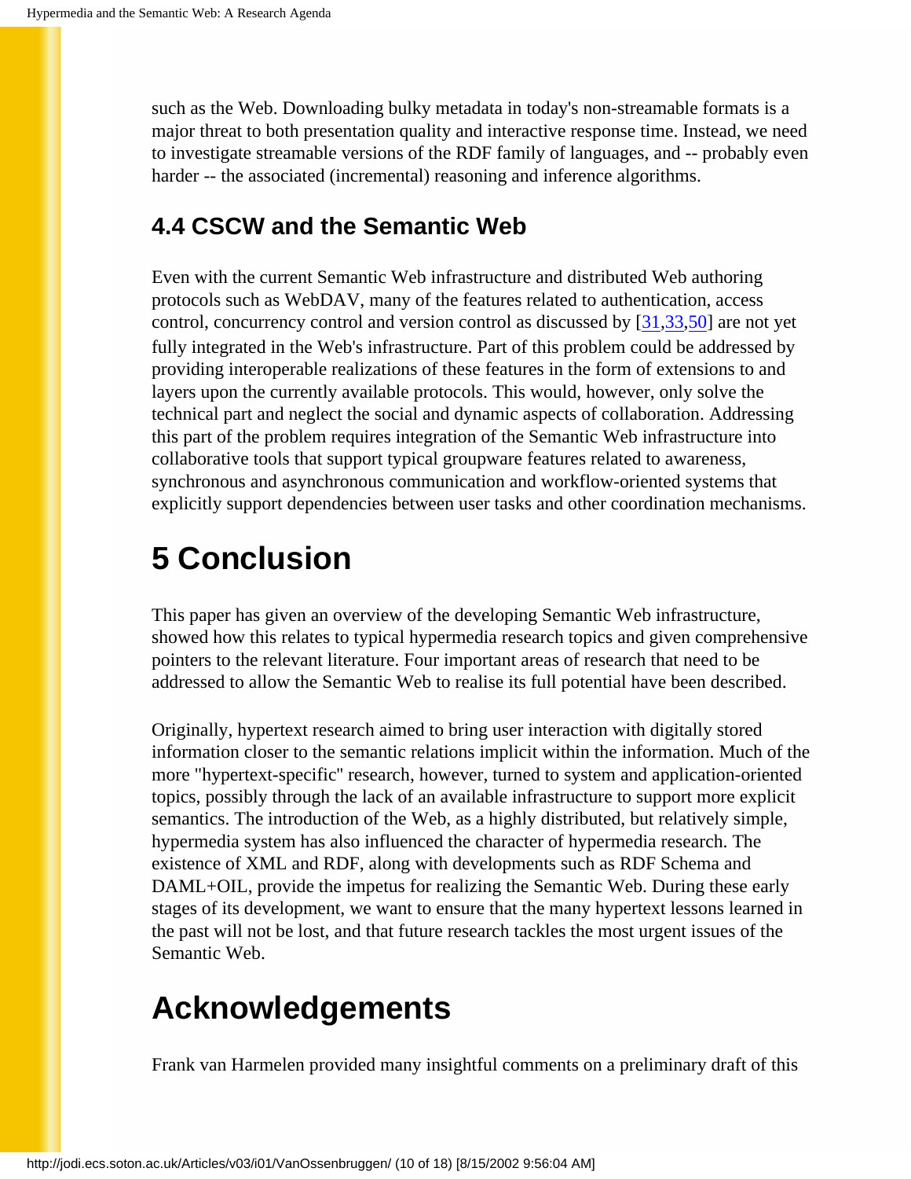such as the Web. Downloading bulky metadata in today's non-streamable formats is a major threat to both presentation quality and interactive response time. Instead, we need to investigate streamable versions of the RDF family of languages, and -- probably even harder -- the associated (incremental) reasoning and inference algorithms.

### 4.4 CSCW and the Semantic Web

Even with the current Semantic Web infrastructure and distributed Web authoring protocols such as WebDAV, many of the features related to authentication, access control, concurrency control and version control as discussed by [31,33,50] are not yet fully integrated in the Web's infrastructure. Part of this problem could be addressed by providing interoperable realizations of these features in the form of extensions to and layers upon the currently available protocols. This would, however, only solve the technical part and neglect the social and dynamic aspects of collaboration. Addressing this part of the problem requires integration of the Semantic Web infrastructure into collaborative tools that support typical groupware features related to awareness, synchronous and asynchronous communication and workflow-oriented systems that explicitly support dependencies between user tasks and other coordination mechanisms.

## 5 Conclusion

This paper has given an overview of the developing Semantic Web infrastructure, showed how this relates to typical hypermedia research topics and given comprehensive pointers to the relevant literature. Four important areas of research that need to be addressed to allow the Semantic Web to realise its full potential have been described.

Originally, hypertext research aimed to bring user interaction with digitally stored information closer to the semantic relations implicit within the information. Much of the more "hypertext-specific" research, however, turned to system and application-oriented topics, possibly through the lack of an available infrastructure to support more explicit semantics. The introduction of the Web, as a highly distributed, but relatively simple, hypermedia system has also influenced the character of hypermedia research. The existence of XML and RDF, along with developments such as RDF Schema and DAML+OIL, provide the impetus for realizing the Semantic Web. During these early stages of its development, we want to ensure that the many hypertext lessons learned in the past will not be lost, and that future research tackles the most urgent issues of the Semantic Web.

## Acknowledgements

Frank van Harmelen provided many insightful comments on a preliminary draft of this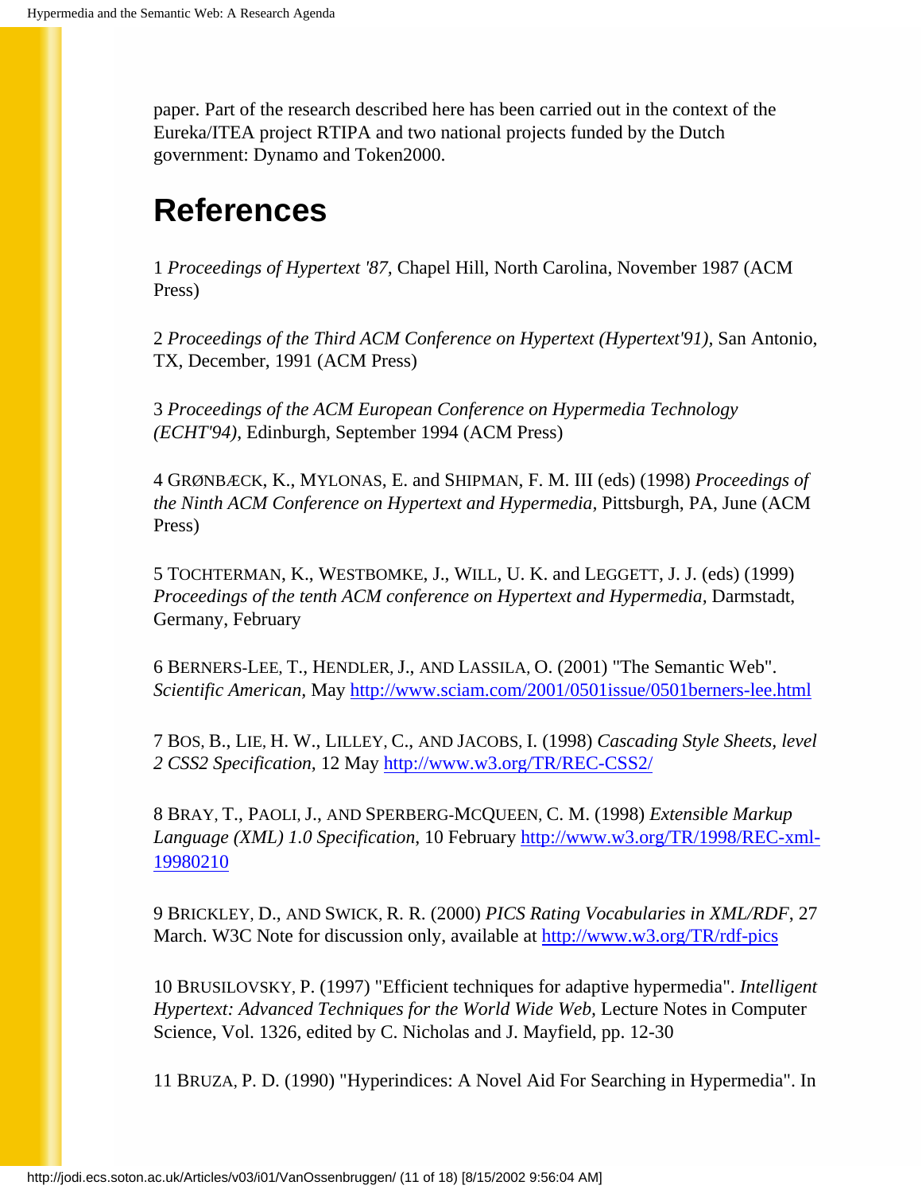paper. Part of the research described here has been carried out in the context of the Eureka/ITEA project RTIPA and two national projects funded by the Dutch government: Dynamo and Token2000.

## References

1 *Proceedings of Hypertext '87,* Chapel Hill, North Carolina, November 1987 (ACM Press)

2 *Proceedings of the Third ACM Conference on Hypertext (Hypertext'91),* San Antonio, TX, December, 1991 (ACM Press)

3 *Proceedings of the ACM European Conference on Hypermedia Technology (ECHT'94)*, Edinburgh, September 1994 (ACM Press)

4 GRØNBÆCK, K., MYLONAS, E. and SHIPMAN, F. M. III (eds) (1998) *Proceedings of the Ninth ACM Conference on Hypertext and Hypermedia*, Pittsburgh, PA, June (ACM Press)

5 TOCHTERMAN, K., WESTBOMKE, J., WILL, U. K. and LEGGETT, J. J. (eds) (1999) *Proceedings of the tenth ACM conference on Hypertext and Hypermedia,* Darmstadt, Germany, February

6 BERNERS-LEE, T., HENDLER, J., AND LASSILA, O. (2001) "The Semantic Web". *Scientific American,* May http://www.sciam.com/2001/0501issue/0501berners-lee.html

7 BOS, B., LIE, H. W., LILLEY, C., AND JACOBS, I. (1998) *Cascading Style Sheets, level 2 CSS2 Specification,* 12 May http://www.w3.org/TR/REC-CSS2/

8 BRAY, T., PAOLI, J., AND SPERBERG-MCQUEEN, C. M. (1998) *Extensible Markup Language (XML) 1.0 Specification*, 10 February http://www.w3.org/TR/1998/REC-xml-19980210

9 BRICKLEY, D., AND SWICK, R. R. (2000) *PICS Rating Vocabularies in XML/RDF*, 27 March. W3C Note for discussion only, available at http://www.w3.org/TR/rdf-pics

10 BRUSILOVSKY, P. (1997) "Efficient techniques for adaptive hypermedia". *Intelligent Hypertext: Advanced Techniques for the World Wide Web,* Lecture Notes in Computer Science, Vol. 1326, edited by C. Nicholas and J. Mayfield, pp. 12-30

11 BRUZA, P. D. (1990) "Hyperindices: A Novel Aid For Searching in Hypermedia". In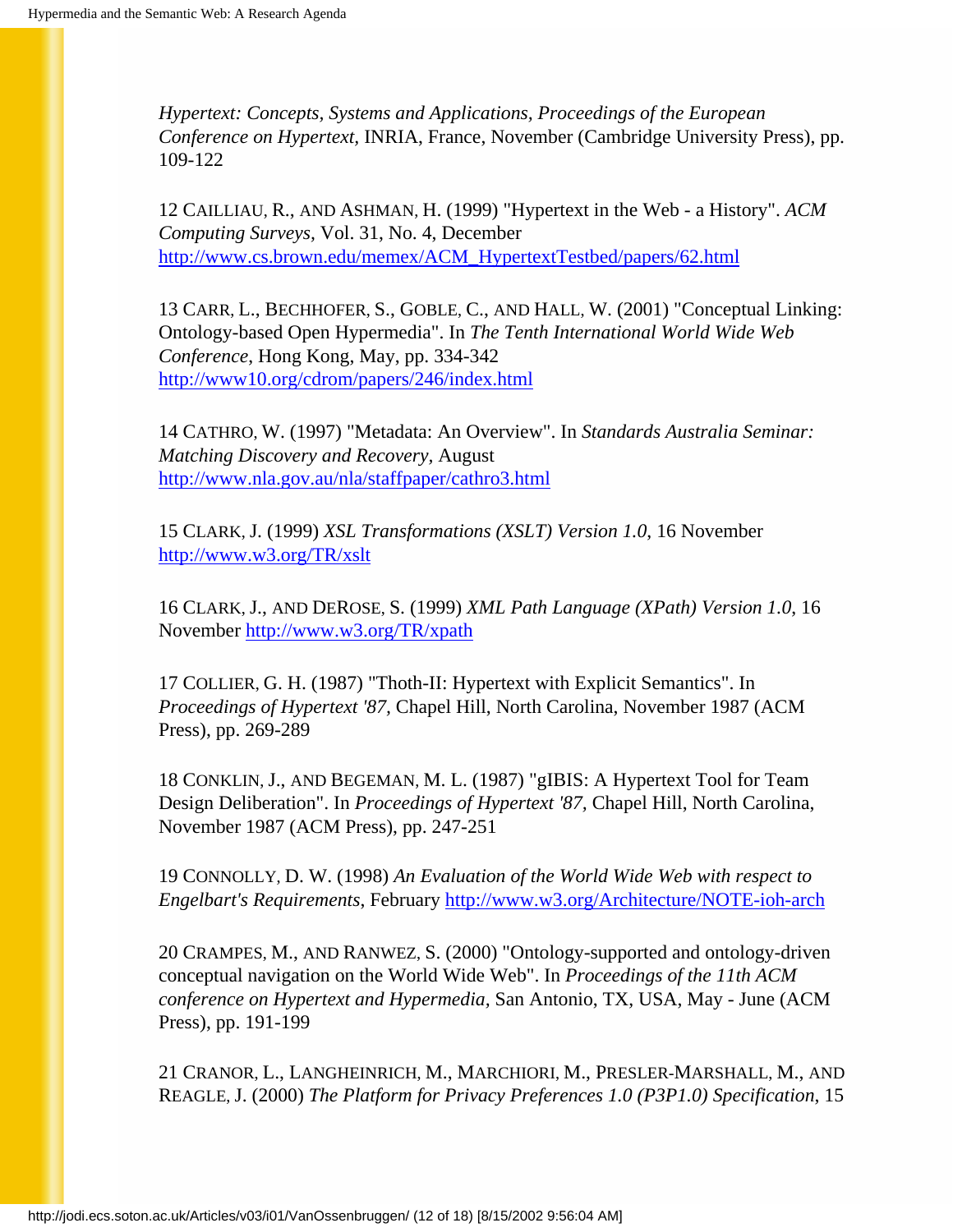*Hypertext: Concepts, Systems and Applications, Proceedings of the European Conference on Hypertext,* INRIA, France, November (Cambridge University Press), pp. 109-122

12 CAILLIAU, R., AND ASHMAN, H. (1999) "Hypertext in the Web - a History". *ACM Computing Surveys*, Vol. 31, No. 4, December http://www.cs.brown.edu/memex/ACM_HypertextTestbed/papers/62.html

13 CARR, L., BECHHOFER, S., GOBLE, C., AND HALL, W. (2001) "Conceptual Linking: Ontology-based Open Hypermedia". In *The Tenth International World Wide Web Conference*, Hong Kong, May, pp. 334-342 http://www10.org/cdrom/papers/246/index.html

14 CATHRO, W. (1997) "Metadata: An Overview". In *Standards Australia Seminar: Matching Discovery and Recovery*, August http://www.nla.gov.au/nla/staffpaper/cathro3.html

15 CLARK, J. (1999) *XSL Transformations (XSLT) Version 1.0*, 16 November http://www.w3.org/TR/xslt

16 CLARK, J., AND DEROSE, S. (1999) *XML Path Language (XPath) Version 1.0*, 16 November http://www.w3.org/TR/xpath

17 COLLIER, G. H. (1987) "Thoth-II: Hypertext with Explicit Semantics". In *Proceedings of Hypertext '87*, Chapel Hill, North Carolina, November 1987 (ACM Press), pp. 269-289

18 CONKLIN, J., AND BEGEMAN, M. L. (1987) "gIBIS: A Hypertext Tool for Team Design Deliberation". In *Proceedings of Hypertext '87*, Chapel Hill, North Carolina, November 1987 (ACM Press), pp. 247-251

19 CONNOLLY, D. W. (1998) *An Evaluation of the World Wide Web with respect to Engelbart's Requirements*, February http://www.w3.org/Architecture/NOTE-ioh-arch

20 CRAMPES, M., AND RANWEZ, S. (2000) "Ontology-supported and ontology-driven conceptual navigation on the World Wide Web". In *Proceedings of the 11th ACM conference on Hypertext and Hypermedia*, San Antonio, TX, USA, May - June (ACM Press), pp. 191-199

21 CRANOR, L., LANGHEINRICH, M., MARCHIORI, M., PRESLER-MARSHALL, M., AND REAGLE, J. (2000) *The Platform for Privacy Preferences 1.0 (P3P1.0) Specification*, 15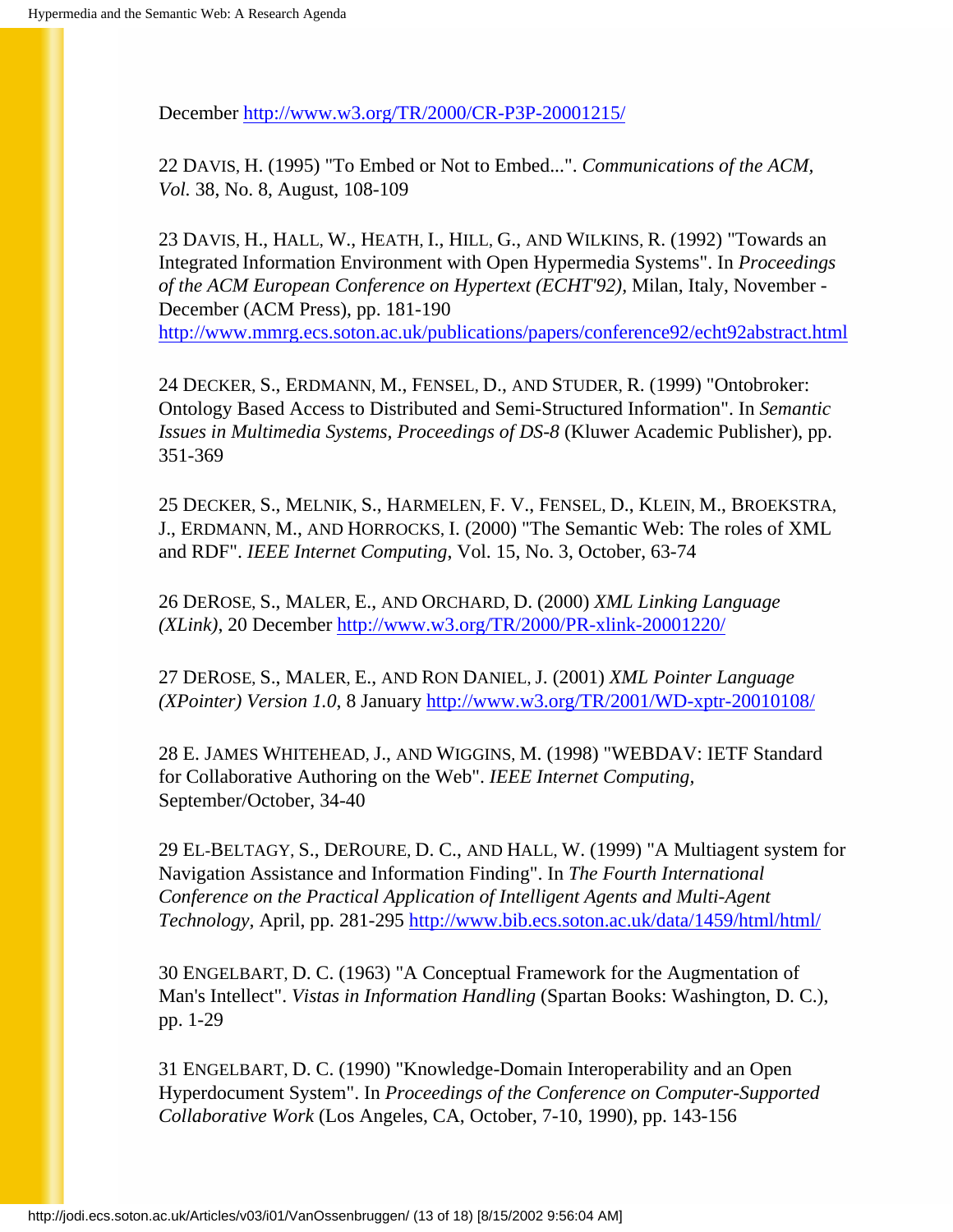December http://www.w3.org/TR/2000/CR-P3P-20001215/

22 DAVIS, H. (1995) "To Embed or Not to Embed...". *Communications of the ACM, Vol.* 38, No. 8, August, 108-109

23 DAVIS, H., HALL, W., HEATH, I., HILL, G., AND WILKINS, R. (1992) "Towards an Integrated Information Environment with Open Hypermedia Systems". In *Proceedings of the ACM European Conference on Hypertext (ECHT'92),* Milan, Italy, November - December (ACM Press), pp. 181-190 http://www.mmrg.ecs.soton.ac.uk/publications/papers/conference92/echt92abstract.html

24 DECKER, S., ERDMANN, M., FENSEL, D., AND STUDER, R. (1999) "Ontobroker: Ontology Based Access to Distributed and Semi-Structured Information". In *Semantic Issues in Multimedia Systems, Proceedings of DS-8* (Kluwer Academic Publisher), pp. 351-369

25 DECKER, S., MELNIK, S., HARMELEN, F. V., FENSEL, D., KLEIN, M., BROEKSTRA, J., ERDMANN, M., AND HORROCKS, I. (2000) "The Semantic Web: The roles of XML and RDF". *IEEE Internet Computing*, Vol. 15, No. 3, October, 63-74

26 DEROSE, S., MALER, E., AND ORCHARD, D. (2000) *XML Linking Language (XLink)*, 20 December http://www.w3.org/TR/2000/PR-xlink-20001220/

27 DEROSE, S., MALER, E., AND RON DANIEL, J. (2001) *XML Pointer Language (XPointer) Version 1.0*, 8 January http://www.w3.org/TR/2001/WD-xptr-20010108/

28 E. JAMES WHITEHEAD, J., AND WIGGINS, M. (1998) "WEBDAV: IETF Standard for Collaborative Authoring on the Web". *IEEE Internet Computing,* September/October, 34-40

29 EL-BELTAGY, S., DEROURE, D. C., AND HALL, W. (1999) "A Multiagent system for Navigation Assistance and Information Finding". In *The Fourth International Conference on the Practical Application of Intelligent Agents and Multi-Agent Technology,* April, pp. 281-295 http://www.bib.ecs.soton.ac.uk/data/1459/html/html/

30 ENGELBART, D. C. (1963) "A Conceptual Framework for the Augmentation of Man's Intellect". *Vistas in Information Handling* (Spartan Books: Washington, D. C.), pp. 1-29

31 ENGELBART, D. C. (1990) "Knowledge-Domain Interoperability and an Open Hyperdocument System". In *Proceedings of the Conference on Computer-Supported Collaborative Work* (Los Angeles, CA, October, 7-10, 1990), pp. 143-156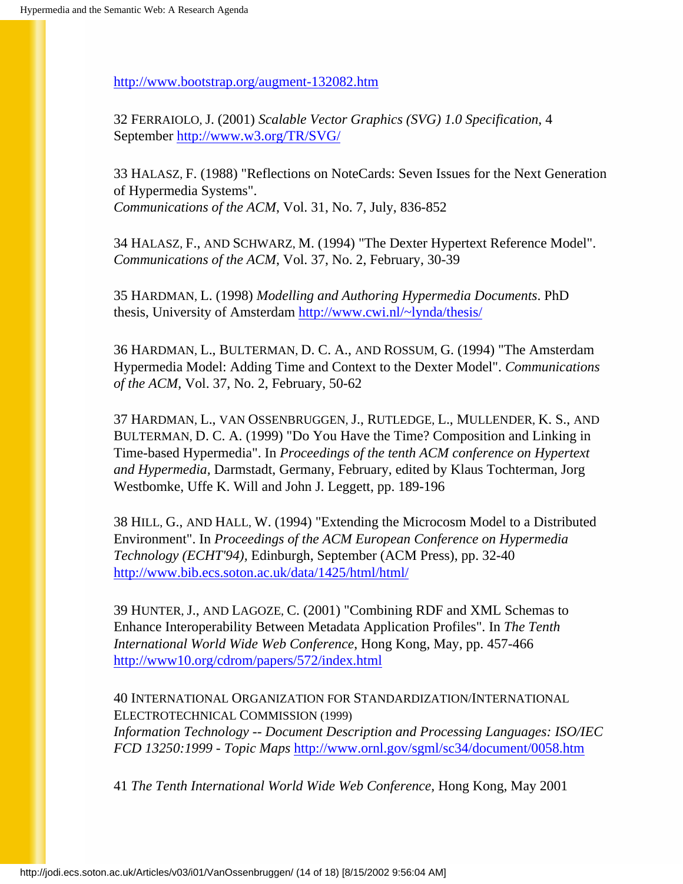http://www.bootstrap.org/augment-132082.htm

32 FERRAIOLO, J. (2001) *Scalable Vector Graphics (SVG) 1.0 Specification*, 4 September http://www.w3.org/TR/SVG/

33 HALASZ, F. (1988) "Reflections on NoteCards: Seven Issues for the Next Generation of Hypermedia Systems". *Communications of the ACM*, Vol. 31, No. 7, July, 836-852

34 HALASZ, F., AND SCHWARZ, M. (1994) "The Dexter Hypertext Reference Model". *Communications of the ACM*, Vol. 37, No. 2, February, 30-39

35 HARDMAN, L. (1998) *Modelling and Authoring Hypermedia Documents*. PhD thesis, University of Amsterdam http://www.cwi.nl/~lynda/thesis/

36 HARDMAN, L., BULTERMAN, D. C. A., AND ROSSUM, G. (1994) "The Amsterdam Hypermedia Model: Adding Time and Context to the Dexter Model". *Communications of the ACM*, Vol. 37, No. 2, February, 50-62

37 HARDMAN, L., VAN OSSENBRUGGEN, J., RUTLEDGE, L., MULLENDER, K. S., AND BULTERMAN, D. C. A. (1999) "Do You Have the Time? Composition and Linking in Time-based Hypermedia". In *Proceedings of the tenth ACM conference on Hypertext and Hypermedia*, Darmstadt, Germany, February, edited by Klaus Tochterman, Jorg Westbomke, Uffe K. Will and John J. Leggett, pp. 189-196

38 HILL, G., AND HALL, W. (1994) "Extending the Microcosm Model to a Distributed Environment". In *Proceedings of the ACM European Conference on Hypermedia Technology (ECHT'94)*, Edinburgh, September (ACM Press), pp. 32-40 http://www.bib.ecs.soton.ac.uk/data/1425/html/html/

39 HUNTER, J., AND LAGOZE, C. (2001) "Combining RDF and XML Schemas to Enhance Interoperability Between Metadata Application Profiles". In *The Tenth International World Wide Web Conference*, Hong Kong, May, pp. 457-466 http://www10.org/cdrom/papers/572/index.html

40 INTERNATIONAL ORGANIZATION FOR STANDARDIZATION/INTERNATIONAL ELECTROTECHNICAL COMMISSION (1999) *Information Technology -- Document Description and Processing Languages: ISO/IEC FCD 13250:1999 - Topic Maps* http://www.ornl.gov/sgml/sc34/document/0058.htm

41 *The Tenth International World Wide Web Conference*, Hong Kong, May 2001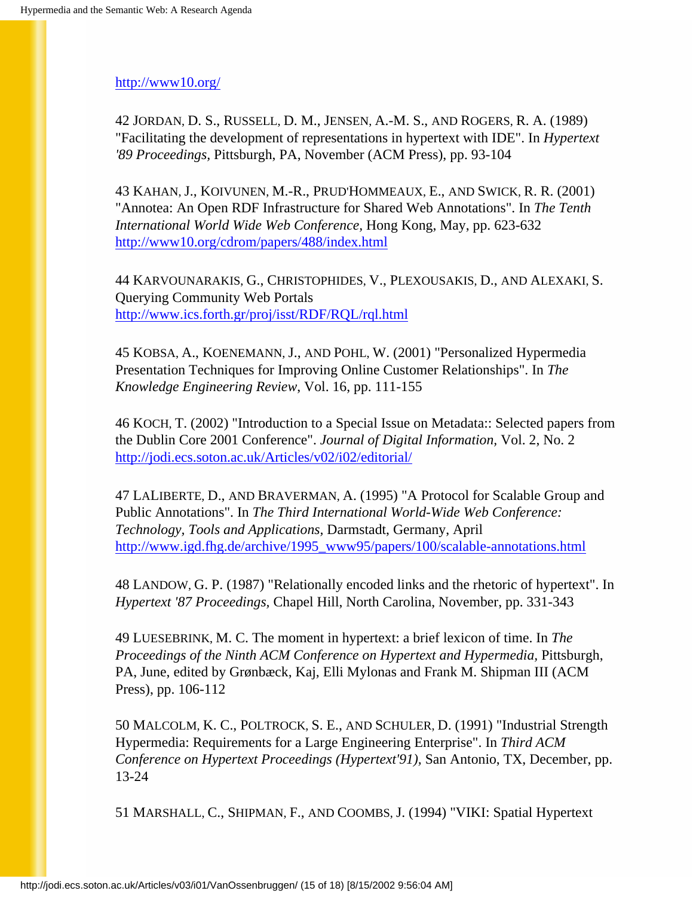http://www10.org/

42 JORDAN, D. S., RUSSELL, D. M., JENSEN, A.-M. S., AND ROGERS, R. A. (1989) "Facilitating the development of representations in hypertext with IDE". In *Hypertext '89 Proceedings,* Pittsburgh, PA, November (ACM Press), pp. 93-104

43 KAHAN, J., KOIVUNEN, M.-R., PRUD'HOMMEAUX, E., AND SWICK, R. R. (2001) "Annotea: An Open RDF Infrastructure for Shared Web Annotations". In *The Tenth International World Wide Web Conference,* Hong Kong, May, pp. 623-632 http://www10.org/cdrom/papers/488/index.html

44 KARVOUNARAKIS, G., CHRISTOPHIDES, V., PLEXOUSAKIS, D., AND ALEXAKI, S. Querying Community Web Portals http://www.ics.forth.gr/proj/isst/RDF/RQL/rql.html

45 KOBSA, A., KOENEMANN, J., AND POHL, W. (2001) "Personalized Hypermedia Presentation Techniques for Improving Online Customer Relationships". In *The Knowledge Engineering Review*, Vol. 16, pp. 111-155

46 KOCH, T. (2002) "Introduction to a Special Issue on Metadata:: Selected papers from the Dublin Core 2001 Conference". *Journal of Digital Information,* Vol. 2, No. 2 http://jodi.ecs.soton.ac.uk/Articles/v02/i02/editorial/

47 LALIBERTE, D., AND BRAVERMAN, A. (1995) "A Protocol for Scalable Group and Public Annotations". In *The Third International World-Wide Web Conference: Technology, Tools and Applications*, Darmstadt, Germany, April http://www.igd.fhg.de/archive/1995_www95/papers/100/scalable-annotations.html

48 LANDOW, G. P. (1987) "Relationally encoded links and the rhetoric of hypertext". In *Hypertext '87 Proceedings,* Chapel Hill, North Carolina, November, pp. 331-343

49 LUESEBRINK, M. C. The moment in hypertext: a brief lexicon of time. In *The Proceedings of the Ninth ACM Conference on Hypertext and Hypermedia,* Pittsburgh, PA, June, edited by Grønbæck, Kaj, Elli Mylonas and Frank M. Shipman III (ACM Press), pp. 106-112

50 MALCOLM, K. C., POLTROCK, S. E., AND SCHULER, D. (1991) "Industrial Strength Hypermedia: Requirements for a Large Engineering Enterprise". In *Third ACM Conference on Hypertext Proceedings (Hypertext'91),* San Antonio, TX, December, pp. 13-24

51 MARSHALL, C., SHIPMAN, F., AND COOMBS, J. (1994) "VIKI: Spatial Hypertext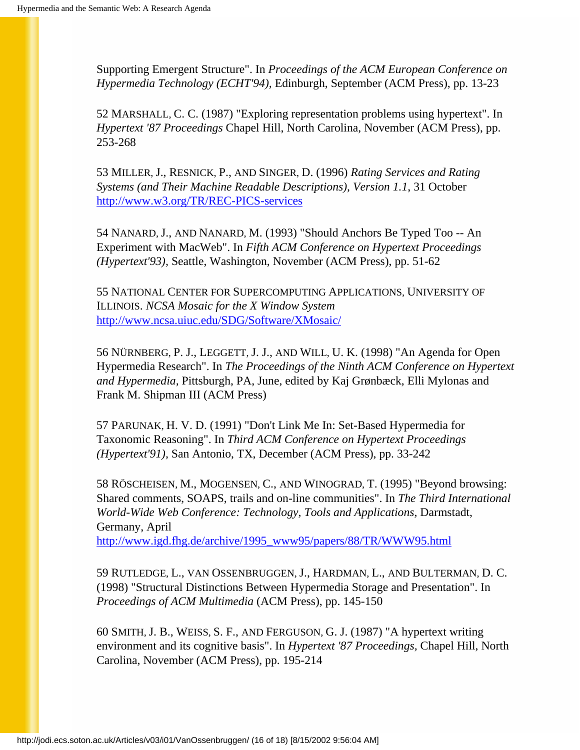Supporting Emergent Structure". In *Proceedings of the ACM European Conference on Hypermedia Technology (ECHT'94),* Edinburgh, September (ACM Press), pp. 13-23

52 MARSHALL, C. C. (1987) "Exploring representation problems using hypertext". In *Hypertext '87 Proceedings* Chapel Hill, North Carolina, November (ACM Press), pp. 253-268

53 MILLER, J., RESNICK, P., AND SINGER, D. (1996) *Rating Services and Rating Systems (and Their Machine Readable Descriptions), Version 1.1*, 31 October http://www.w3.org/TR/REC-PICS-services

54 NANARD, J., AND NANARD, M. (1993) "Should Anchors Be Typed Too -- An Experiment with MacWeb". In *Fifth ACM Conference on Hypertext Proceedings (Hypertext'93),* Seattle, Washington, November (ACM Press), pp. 51-62

55 NATIONAL CENTER FOR SUPERCOMPUTING APPLICATIONS, UNIVERSITY OF ILLINOIS. *NCSA Mosaic for the X Window System* http://www.ncsa.uiuc.edu/SDG/Software/XMosaic/

56 NÜRNBERG, P. J., LEGGETT, J. J., AND WILL, U. K. (1998) "An Agenda for Open Hypermedia Research". In *The Proceedings of the Ninth ACM Conference on Hypertext and Hypermedia,* Pittsburgh, PA, June, edited by Kaj Grønbæck, Elli Mylonas and Frank M. Shipman III (ACM Press)

57 PARUNAK, H. V. D. (1991) "Don't Link Me In: Set-Based Hypermedia for Taxonomic Reasoning". In *Third ACM Conference on Hypertext Proceedings (Hypertext'91),* San Antonio, TX, December (ACM Press), pp. 33-242

58 RÖSCHEISEN, M., MOGENSEN, C., AND WINOGRAD, T. (1995) "Beyond browsing: Shared comments, SOAPS, trails and on-line communities". In *The Third International World-Wide Web Conference: Technology, Tools and Applications*, Darmstadt, Germany, April http://www.igd.fhg.de/archive/1995_www95/papers/88/TR/WWW95.html

59 RUTLEDGE, L., VAN OSSENBRUGGEN, J., HARDMAN, L., AND BULTERMAN, D. C. (1998) "Structural Distinctions Between Hypermedia Storage and Presentation". In *Proceedings of ACM Multimedia* (ACM Press), pp. 145-150

60 SMITH, J. B., WEISS, S. F., AND FERGUSON, G. J. (1987) "A hypertext writing environment and its cognitive basis". In *Hypertext '87 Proceedings*, Chapel Hill, North Carolina, November (ACM Press), pp. 195-214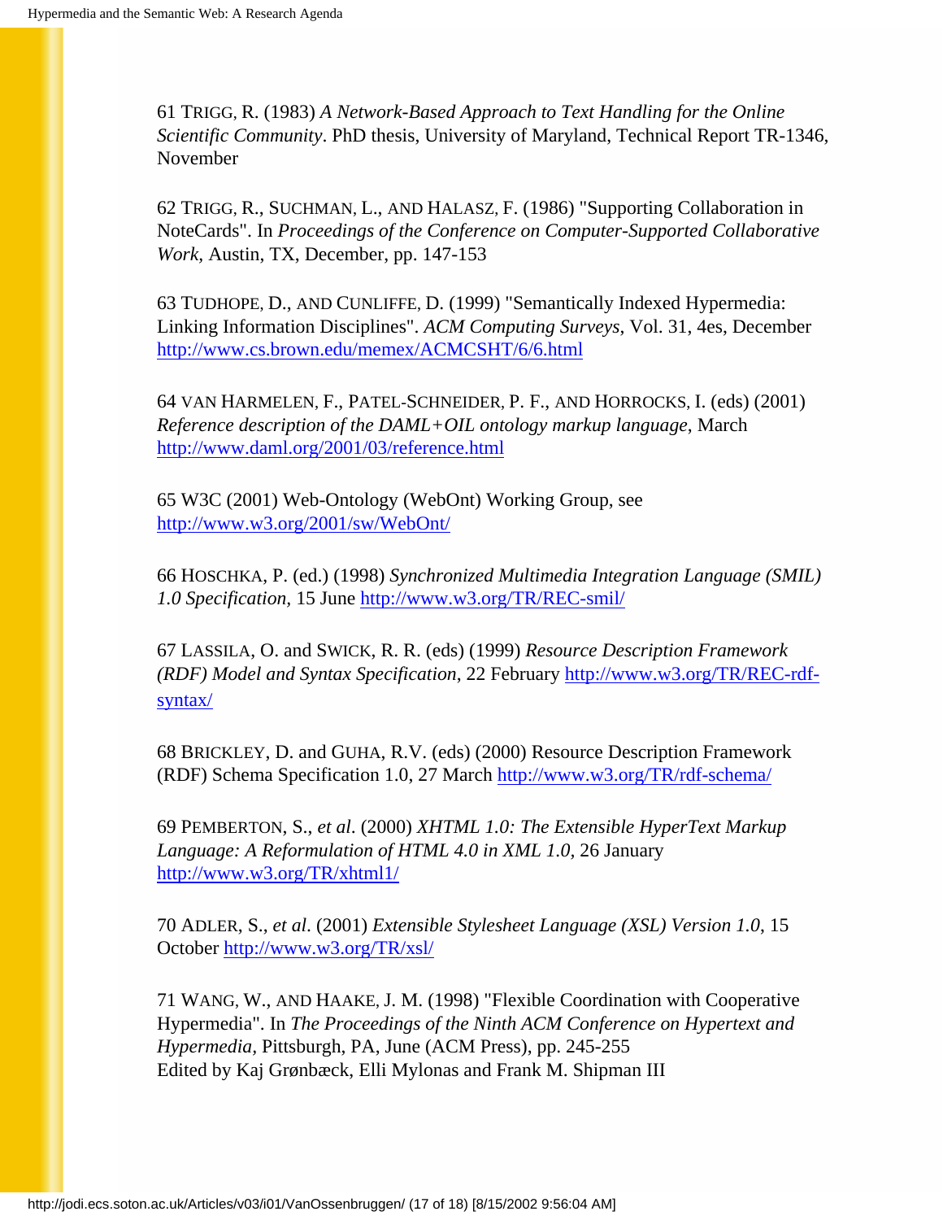61 TRIGG, R. (1983) *A Network-Based Approach to Text Handling for the Online Scientific Community*. PhD thesis, University of Maryland, Technical Report TR-1346, November

62 TRIGG, R., SUCHMAN, L., AND HALASZ, F. (1986) "Supporting Collaboration in NoteCards". In *Proceedings of the Conference on Computer-Supported Collaborative Work*, Austin, TX, December, pp. 147-153

63 TUDHOPE, D., AND CUNLIFFE, D. (1999) "Semantically Indexed Hypermedia: Linking Information Disciplines". *ACM Computing Surveys*, Vol. 31, 4es, December http://www.cs.brown.edu/memex/ACMCSHT/6/6.html

64 VAN HARMELEN, F., PATEL-SCHNEIDER, P. F., AND HORROCKS, I. (eds) (2001) *Reference description of the DAML+OIL ontology markup language*, March http://www.daml.org/2001/03/reference.html

65 W3C (2001) Web-Ontology (WebOnt) Working Group, see http://www.w3.org/2001/sw/WebOnt/

66 HOSCHKA, P. (ed.) (1998) *Synchronized Multimedia Integration Language (SMIL) 1.0 Specification*, 15 June http://www.w3.org/TR/REC-smil/

67 LASSILA, O. and SWICK, R. R. (eds) (1999) *Resource Description Framework (RDF) Model and Syntax Specification*, 22 February http://www.w3.org/TR/REC-rdf-syntax/

68 BRICKLEY, D. and GUHA, R.V. (eds) (2000) Resource Description Framework (RDF) Schema Specification 1.0, 27 March http://www.w3.org/TR/rdf-schema/

69 PEMBERTON, S., *et al*. (2000) *XHTML 1.0: The Extensible HyperText Markup Language: A Reformulation of HTML 4.0 in XML 1.0*, 26 January http://www.w3.org/TR/xhtml1/

70 ADLER, S., *et al*. (2001) *Extensible Stylesheet Language (XSL) Version 1.0*, 15 October http://www.w3.org/TR/xsl/

71 WANG, W., AND HAAKE, J. M. (1998) "Flexible Coordination with Cooperative Hypermedia". In *The Proceedings of the Ninth ACM Conference on Hypertext and Hypermedia*, Pittsburgh, PA, June (ACM Press), pp. 245-255
Edited by Kaj Grønbæck, Elli Mylonas and Frank M. Shipman III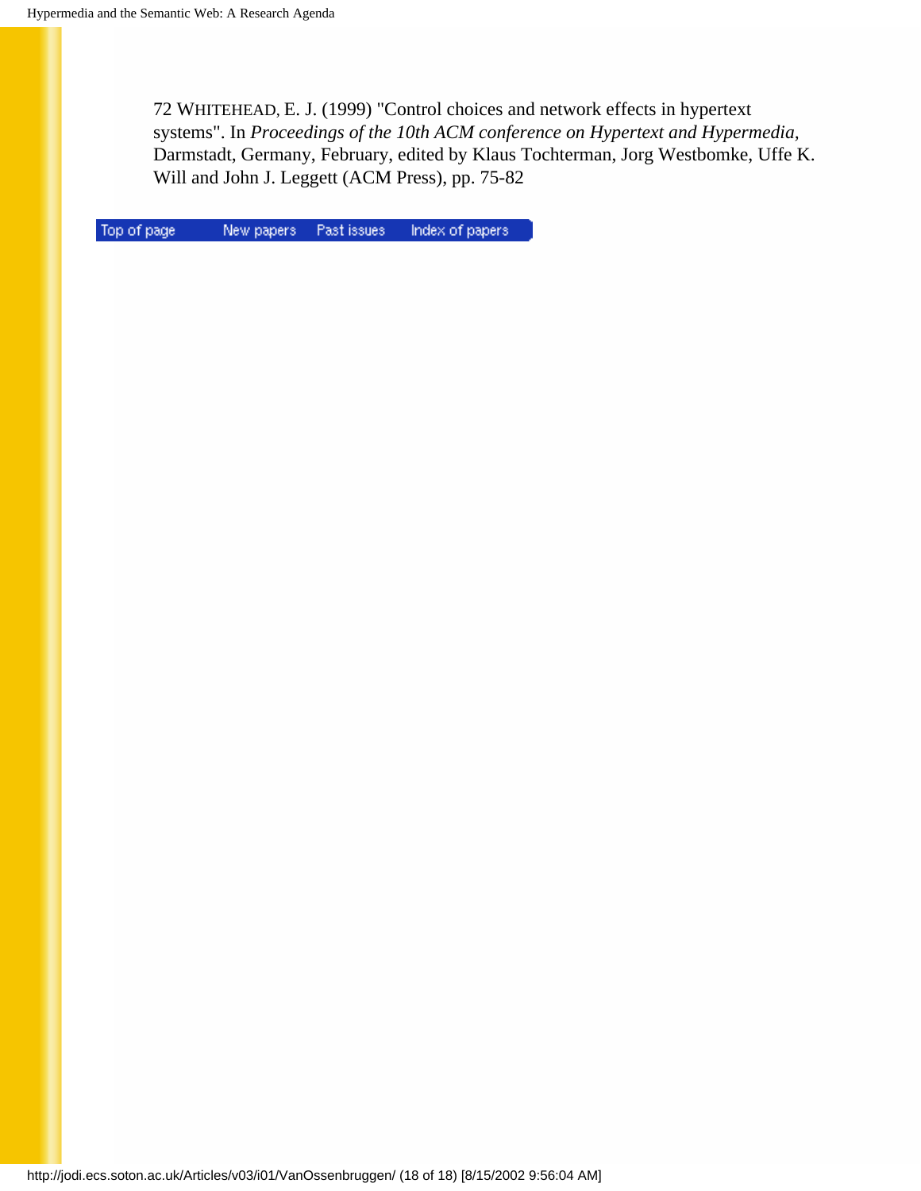72 WHITEHEAD, E. J. (1999) "Control choices and network effects in hypertext systems". In *Proceedings of the 10th ACM conference on Hypertext and Hypermedia,* Darmstadt, Germany, February, edited by Klaus Tochterman, Jorg Westbomke, Uffe K. Will and John J. Leggett (ACM Press), pp. 75-82

Top of page New papers Past issues Index of papers